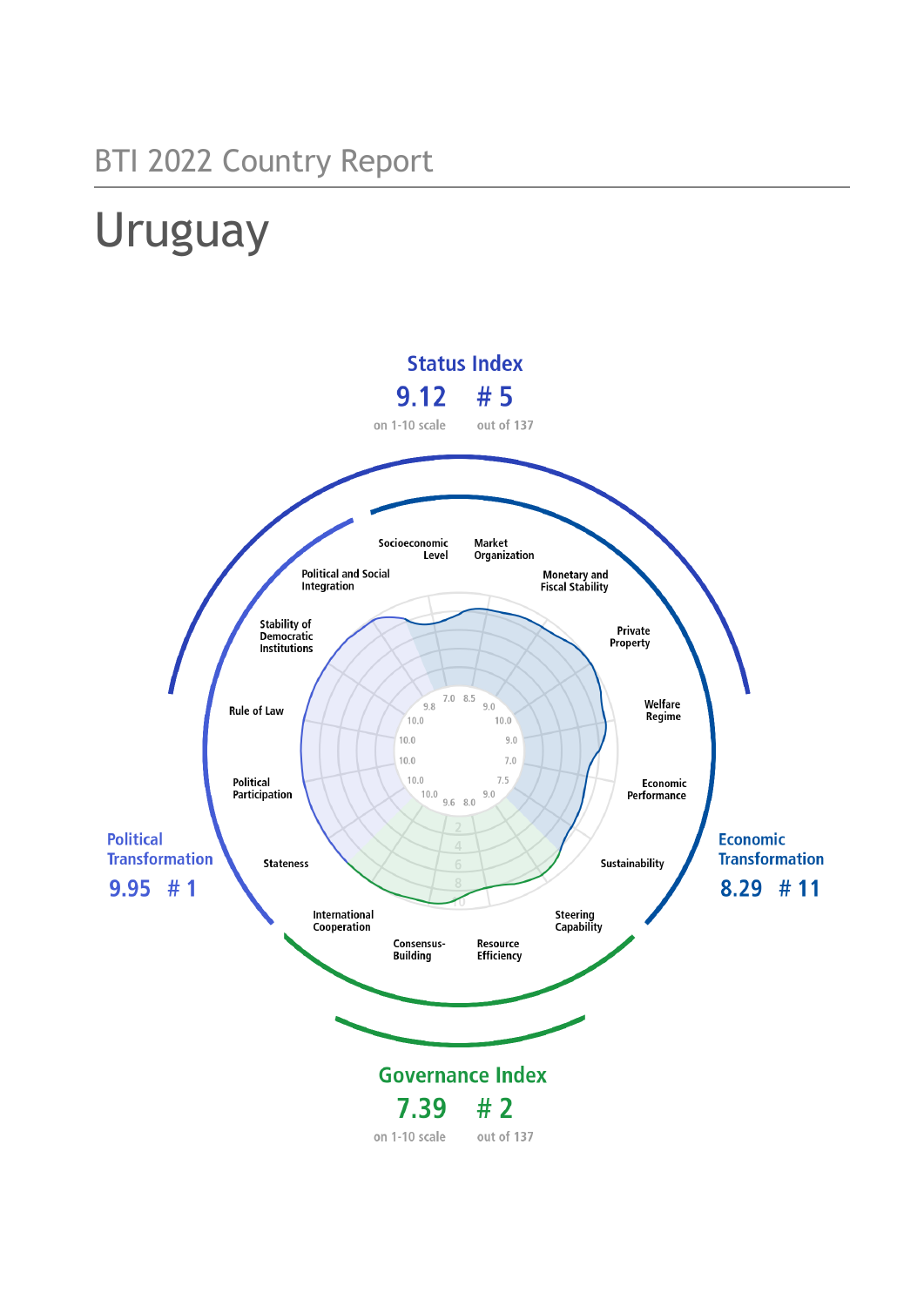BTI 2022 Country Report

# Uruguay

**Status Index**
9.12 # 5
on 1-10 scale out of 137

**Political Transformation**
9.95 # 1

**Economic Transformation**
8.29 # 11

**Governance Index**
7.39 # 2
on 1-10 scale out of 137

Socioeconomic Level
Market Organization
Monetary and Fiscal Stability
Private Property
Welfare Regime
Economic Performance
Sustainability
Steering Capability
Resource Efficiency
Consensus-Building
International Cooperation
Stateness
Political Participation
Rule of Law
Stability of Democratic Institutions
Political and Social Integration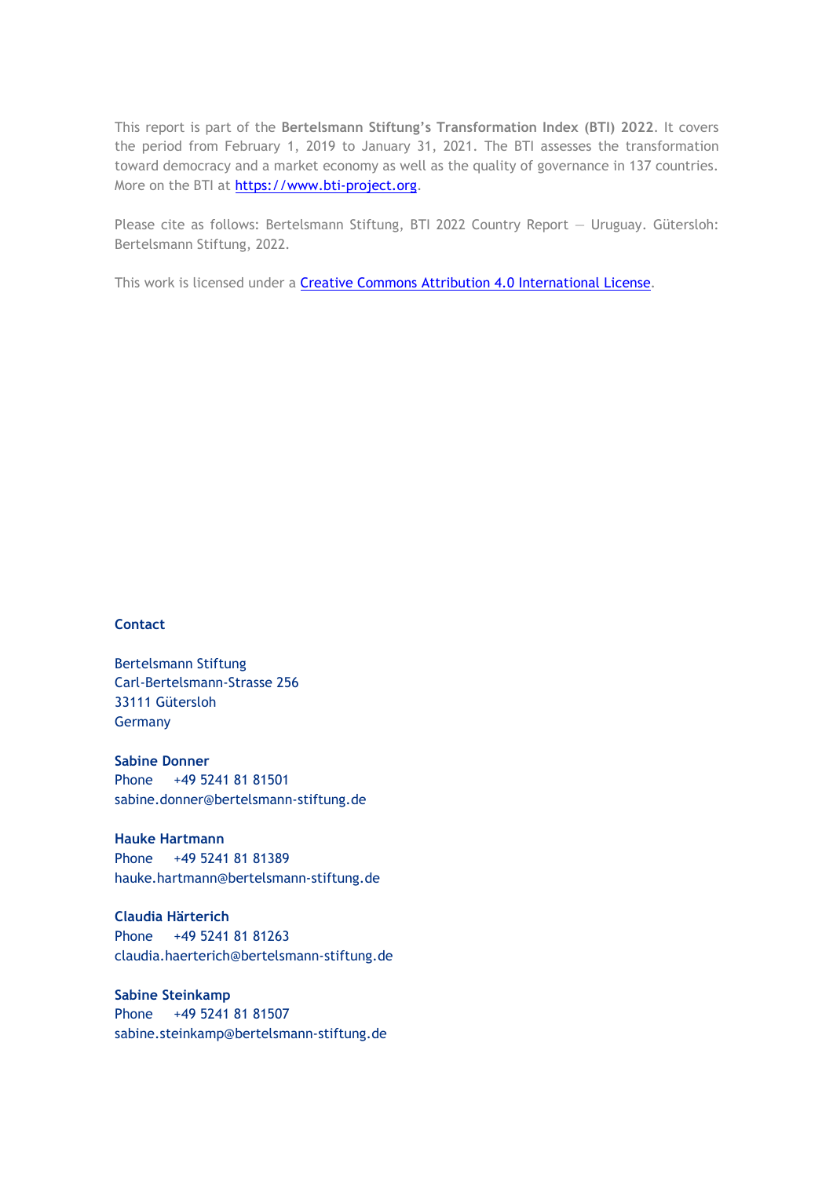This report is part of the **Bertelsmann Stiftung's Transformation Index (BTI) 2022**. It covers the period from February 1, 2019 to January 31, 2021. The BTI assesses the transformation toward democracy and a market economy as well as the quality of governance in 137 countries. More on the BTI at [https://www.bti-project.org](https://www.bti-project.org).

Please cite as follows: Bertelsmann Stiftung, BTI 2022 Country Report — Uruguay. Gütersloh: Bertelsmann Stiftung, 2022.

This work is licensed under a [Creative Commons Attribution 4.0 International License](https://creativecommons.org/licenses/by/4.0/).

**Contact**

Bertelsmann Stiftung
Carl-Bertelsmann-Strasse 256
33111 Gütersloh
Germany

**Sabine Donner**
Phone +49 5241 81 81501
sabine.donner@bertelsmann-stiftung.de

**Hauke Hartmann**
Phone +49 5241 81 81389
hauke.hartmann@bertelsmann-stiftung.de

**Claudia Härterich**
Phone +49 5241 81 81263
claudia.haerterich@bertelsmann-stiftung.de

**Sabine Steinkamp**
Phone +49 5241 81 81507
sabine.steinkamp@bertelsmann-stiftung.de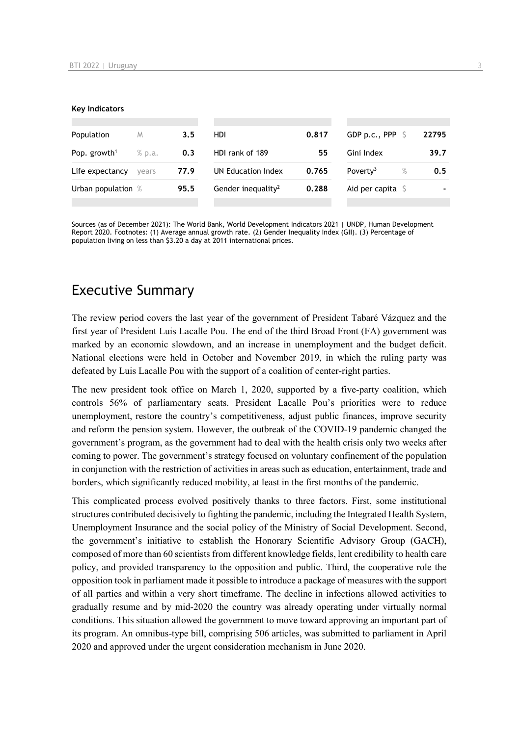**Key Indicators**

| Population | M | 3.5 | HDI | 0.817 | GDP p.c., PPP | $ | 22795 |
|---|---|---|---|---|---|---|---|
| Pop. growth[1] | % p.a. | 0.3 | HDI rank of 189 | 55 | Gini Index | | 39.7 |
| Life expectancy | years | 77.9 | UN Education Index | 0.765 | Poverty[3] | % | 0.5 |
| Urban population | % | 95.5 | Gender inequality[2] | 0.288 | Aid per capita | $ | - |

Sources (as of December 2021): The World Bank, World Development Indicators 2021 | UNDP, Human Development Report 2020. Footnotes: (1) Average annual growth rate. (2) Gender Inequality Index (GII). (3) Percentage of population living on less than $3.20 a day at 2011 international prices.

# Executive Summary

The review period covers the last year of the government of President Tabaré Vázquez and the first year of President Luis Lacalle Pou. The end of the third Broad Front (FA) government was marked by an economic slowdown, and an increase in unemployment and the budget deficit. National elections were held in October and November 2019, in which the ruling party was defeated by Luis Lacalle Pou with the support of a coalition of center-right parties.

The new president took office on March 1, 2020, supported by a five-party coalition, which controls 56% of parliamentary seats. President Lacalle Pou's priorities were to reduce unemployment, restore the country's competitiveness, adjust public finances, improve security and reform the pension system. However, the outbreak of the COVID-19 pandemic changed the government's program, as the government had to deal with the health crisis only two weeks after coming to power. The government's strategy focused on voluntary confinement of the population in conjunction with the restriction of activities in areas such as education, entertainment, trade and borders, which significantly reduced mobility, at least in the first months of the pandemic.

This complicated process evolved positively thanks to three factors. First, some institutional structures contributed decisively to fighting the pandemic, including the Integrated Health System, Unemployment Insurance and the social policy of the Ministry of Social Development. Second, the government's initiative to establish the Honorary Scientific Advisory Group (GACH), composed of more than 60 scientists from different knowledge fields, lent credibility to health care policy, and provided transparency to the opposition and public. Third, the cooperative role the opposition took in parliament made it possible to introduce a package of measures with the support of all parties and within a very short timeframe. The decline in infections allowed activities to gradually resume and by mid-2020 the country was already operating under virtually normal conditions. This situation allowed the government to move toward approving an important part of its program. An omnibus-type bill, comprising 506 articles, was submitted to parliament in April 2020 and approved under the urgent consideration mechanism in June 2020.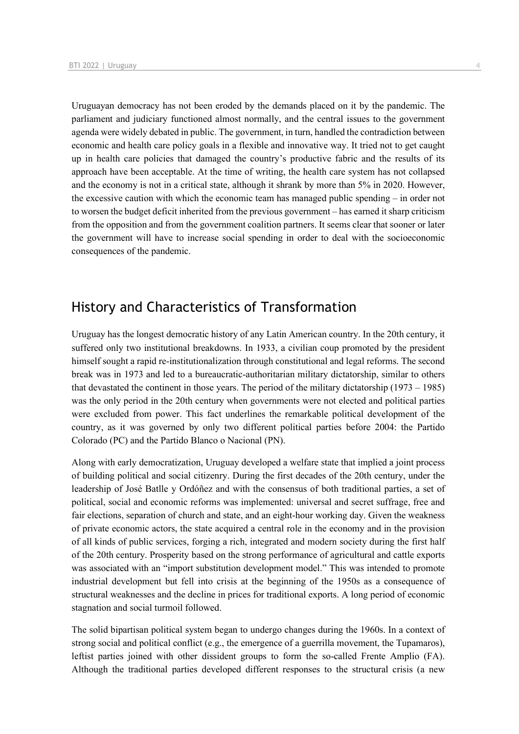Uruguayan democracy has not been eroded by the demands placed on it by the pandemic. The parliament and judiciary functioned almost normally, and the central issues to the government agenda were widely debated in public. The government, in turn, handled the contradiction between economic and health care policy goals in a flexible and innovative way. It tried not to get caught up in health care policies that damaged the country's productive fabric and the results of its approach have been acceptable. At the time of writing, the health care system has not collapsed and the economy is not in a critical state, although it shrank by more than 5% in 2020. However, the excessive caution with which the economic team has managed public spending – in order not to worsen the budget deficit inherited from the previous government – has earned it sharp criticism from the opposition and from the government coalition partners. It seems clear that sooner or later the government will have to increase social spending in order to deal with the socioeconomic consequences of the pandemic.

## History and Characteristics of Transformation

Uruguay has the longest democratic history of any Latin American country. In the 20th century, it suffered only two institutional breakdowns. In 1933, a civilian coup promoted by the president himself sought a rapid re-institutionalization through constitutional and legal reforms. The second break was in 1973 and led to a bureaucratic-authoritarian military dictatorship, similar to others that devastated the continent in those years. The period of the military dictatorship (1973 – 1985) was the only period in the 20th century when governments were not elected and political parties were excluded from power. This fact underlines the remarkable political development of the country, as it was governed by only two different political parties before 2004: the Partido Colorado (PC) and the Partido Blanco o Nacional (PN).

Along with early democratization, Uruguay developed a welfare state that implied a joint process of building political and social citizenry. During the first decades of the 20th century, under the leadership of José Batlle y Ordóñez and with the consensus of both traditional parties, a set of political, social and economic reforms was implemented: universal and secret suffrage, free and fair elections, separation of church and state, and an eight-hour working day. Given the weakness of private economic actors, the state acquired a central role in the economy and in the provision of all kinds of public services, forging a rich, integrated and modern society during the first half of the 20th century. Prosperity based on the strong performance of agricultural and cattle exports was associated with an "import substitution development model." This was intended to promote industrial development but fell into crisis at the beginning of the 1950s as a consequence of structural weaknesses and the decline in prices for traditional exports. A long period of economic stagnation and social turmoil followed.

The solid bipartisan political system began to undergo changes during the 1960s. In a context of strong social and political conflict (e.g., the emergence of a guerrilla movement, the Tupamaros), leftist parties joined with other dissident groups to form the so-called Frente Amplio (FA). Although the traditional parties developed different responses to the structural crisis (a new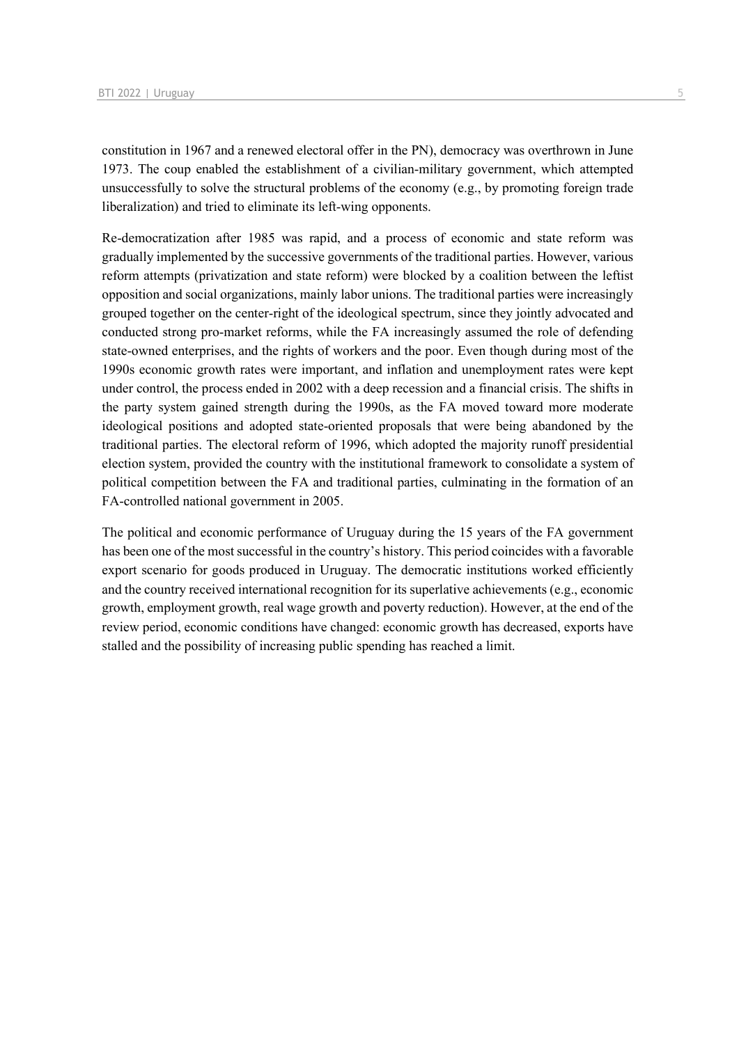constitution in 1967 and a renewed electoral offer in the PN), democracy was overthrown in June 1973. The coup enabled the establishment of a civilian-military government, which attempted unsuccessfully to solve the structural problems of the economy (e.g., by promoting foreign trade liberalization) and tried to eliminate its left-wing opponents.

Re-democratization after 1985 was rapid, and a process of economic and state reform was gradually implemented by the successive governments of the traditional parties. However, various reform attempts (privatization and state reform) were blocked by a coalition between the leftist opposition and social organizations, mainly labor unions. The traditional parties were increasingly grouped together on the center-right of the ideological spectrum, since they jointly advocated and conducted strong pro-market reforms, while the FA increasingly assumed the role of defending state-owned enterprises, and the rights of workers and the poor. Even though during most of the 1990s economic growth rates were important, and inflation and unemployment rates were kept under control, the process ended in 2002 with a deep recession and a financial crisis. The shifts in the party system gained strength during the 1990s, as the FA moved toward more moderate ideological positions and adopted state-oriented proposals that were being abandoned by the traditional parties. The electoral reform of 1996, which adopted the majority runoff presidential election system, provided the country with the institutional framework to consolidate a system of political competition between the FA and traditional parties, culminating in the formation of an FA-controlled national government in 2005.

The political and economic performance of Uruguay during the 15 years of the FA government has been one of the most successful in the country's history. This period coincides with a favorable export scenario for goods produced in Uruguay. The democratic institutions worked efficiently and the country received international recognition for its superlative achievements (e.g., economic growth, employment growth, real wage growth and poverty reduction). However, at the end of the review period, economic conditions have changed: economic growth has decreased, exports have stalled and the possibility of increasing public spending has reached a limit.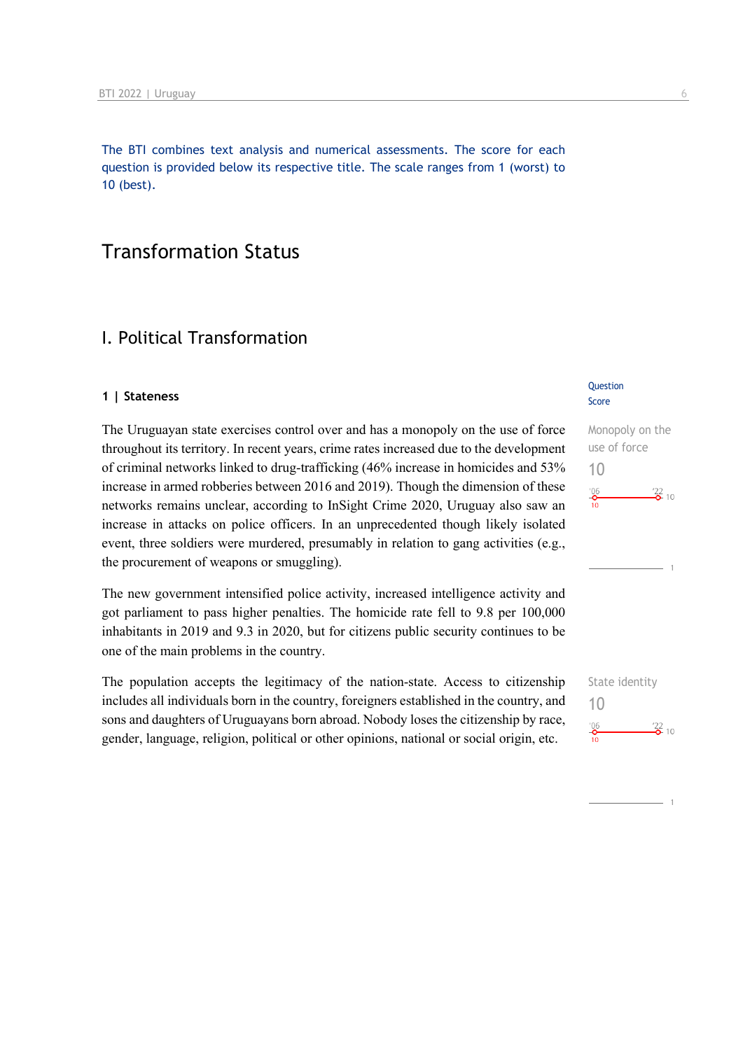The BTI combines text analysis and numerical assessments. The score for each question is provided below its respective title. The scale ranges from 1 (worst) to 10 (best).

# Transformation Status

## I. Political Transformation

### 1 | Stateness

Question Score

Monopoly on the use of force
10

The Uruguayan state exercises control over and has a monopoly on the use of force throughout its territory. In recent years, crime rates increased due to the development of criminal networks linked to drug-trafficking (46% increase in homicides and 53% increase in armed robberies between 2016 and 2019). Though the dimension of these networks remains unclear, according to InSight Crime 2020, Uruguay also saw an increase in attacks on police officers. In an unprecedented though likely isolated event, three soldiers were murdered, presumably in relation to gang activities (e.g., the procurement of weapons or smuggling).

The new government intensified police activity, increased intelligence activity and got parliament to pass higher penalties. The homicide rate fell to 9.8 per 100,000 inhabitants in 2019 and 9.3 in 2020, but for citizens public security continues to be one of the main problems in the country.

State identity
10

The population accepts the legitimacy of the nation-state. Access to citizenship includes all individuals born in the country, foreigners established in the country, and sons and daughters of Uruguayans born abroad. Nobody loses the citizenship by race, gender, language, religion, political or other opinions, national or social origin, etc.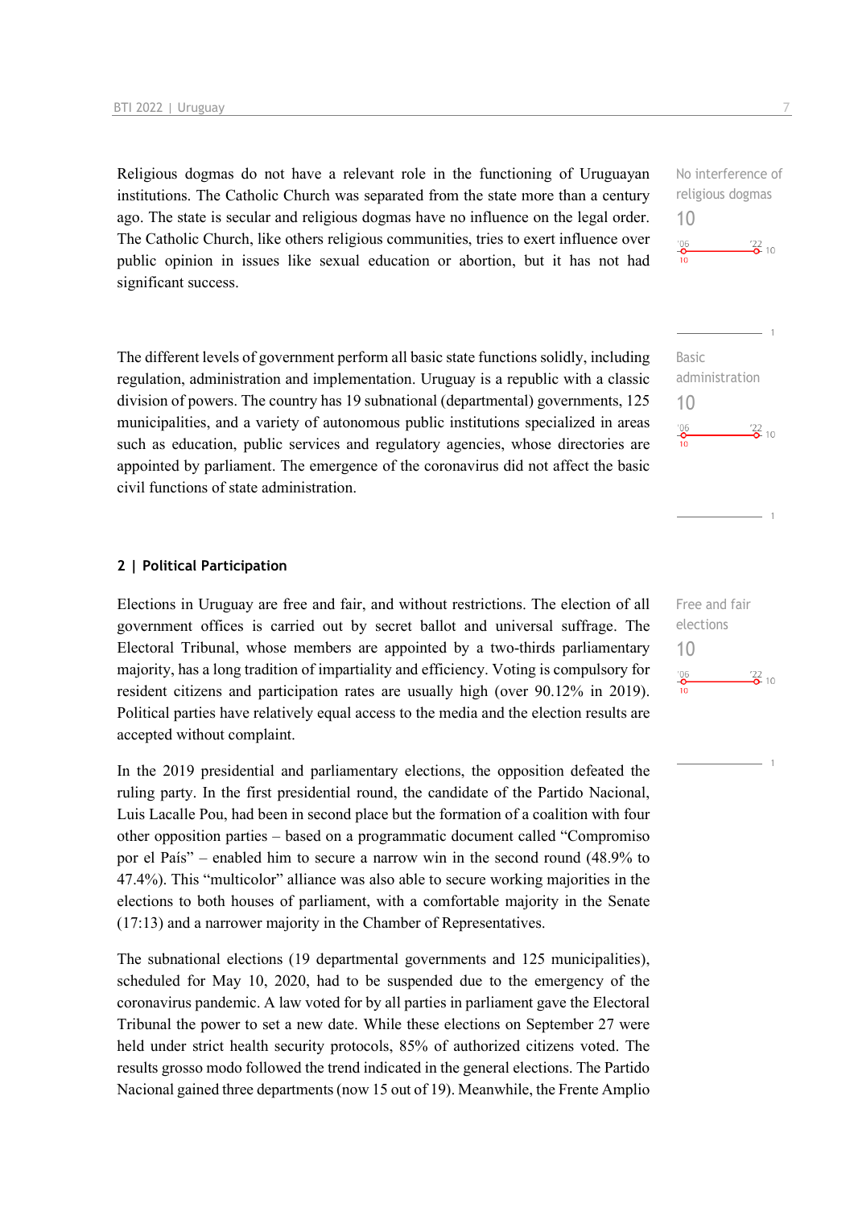Religious dogmas do not have a relevant role in the functioning of Uruguayan institutions. The Catholic Church was separated from the state more than a century ago. The state is secular and religious dogmas have no influence on the legal order. The Catholic Church, like others religious communities, tries to exert influence over public opinion in issues like sexual education or abortion, but it has not had significant success.

No interference of religious dogmas
10

The different levels of government perform all basic state functions solidly, including regulation, administration and implementation. Uruguay is a republic with a classic division of powers. The country has 19 subnational (departmental) governments, 125 municipalities, and a variety of autonomous public institutions specialized in areas such as education, public services and regulatory agencies, whose directories are appointed by parliament. The emergence of the coronavirus did not affect the basic civil functions of state administration.

Basic administration
10

## 2 | Political Participation

Elections in Uruguay are free and fair, and without restrictions. The election of all government offices is carried out by secret ballot and universal suffrage. The Electoral Tribunal, whose members are appointed by a two-thirds parliamentary majority, has a long tradition of impartiality and efficiency. Voting is compulsory for resident citizens and participation rates are usually high (over 90.12% in 2019). Political parties have relatively equal access to the media and the election results are accepted without complaint.

Free and fair elections
10

In the 2019 presidential and parliamentary elections, the opposition defeated the ruling party. In the first presidential round, the candidate of the Partido Nacional, Luis Lacalle Pou, had been in second place but the formation of a coalition with four other opposition parties – based on a programmatic document called "Compromiso por el País" – enabled him to secure a narrow win in the second round (48.9% to 47.4%). This "multicolor" alliance was also able to secure working majorities in the elections to both houses of parliament, with a comfortable majority in the Senate (17:13) and a narrower majority in the Chamber of Representatives.

The subnational elections (19 departmental governments and 125 municipalities), scheduled for May 10, 2020, had to be suspended due to the emergency of the coronavirus pandemic. A law voted for by all parties in parliament gave the Electoral Tribunal the power to set a new date. While these elections on September 27 were held under strict health security protocols, 85% of authorized citizens voted. The results grosso modo followed the trend indicated in the general elections. The Partido Nacional gained three departments (now 15 out of 19). Meanwhile, the Frente Amplio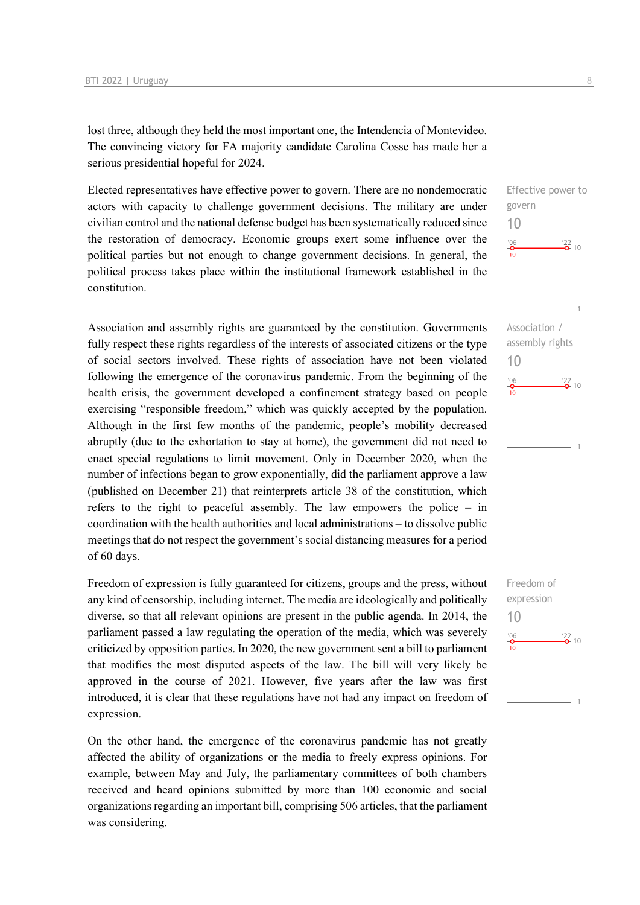lost three, although they held the most important one, the Intendencia of Montevideo. The convincing victory for FA majority candidate Carolina Cosse has made her a serious presidential hopeful for 2024.

Elected representatives have effective power to govern. There are no nondemocratic actors with capacity to challenge government decisions. The military are under civilian control and the national defense budget has been systematically reduced since the restoration of democracy. Economic groups exert some influence over the political parties but not enough to change government decisions. In general, the political process takes place within the institutional framework established in the constitution.

Effective power to govern
10
'06: 10 — '22: 10

Association and assembly rights are guaranteed by the constitution. Governments fully respect these rights regardless of the interests of associated citizens or the type of social sectors involved. These rights of association have not been violated following the emergence of the coronavirus pandemic. From the beginning of the health crisis, the government developed a confinement strategy based on people exercising "responsible freedom," which was quickly accepted by the population. Although in the first few months of the pandemic, people's mobility decreased abruptly (due to the exhortation to stay at home), the government did not need to enact special regulations to limit movement. Only in December 2020, when the number of infections began to grow exponentially, did the parliament approve a law (published on December 21) that reinterprets article 38 of the constitution, which refers to the right to peaceful assembly. The law empowers the police – in coordination with the health authorities and local administrations – to dissolve public meetings that do not respect the government's social distancing measures for a period of 60 days.

Association / assembly rights
10
'06: 10 — '22: 10

Freedom of expression is fully guaranteed for citizens, groups and the press, without any kind of censorship, including internet. The media are ideologically and politically diverse, so that all relevant opinions are present in the public agenda. In 2014, the parliament passed a law regulating the operation of the media, which was severely criticized by opposition parties. In 2020, the new government sent a bill to parliament that modifies the most disputed aspects of the law. The bill will very likely be approved in the course of 2021. However, five years after the law was first introduced, it is clear that these regulations have not had any impact on freedom of expression.

Freedom of expression
10
'06: 10 — '22: 10

On the other hand, the emergence of the coronavirus pandemic has not greatly affected the ability of organizations or the media to freely express opinions. For example, between May and July, the parliamentary committees of both chambers received and heard opinions submitted by more than 100 economic and social organizations regarding an important bill, comprising 506 articles, that the parliament was considering.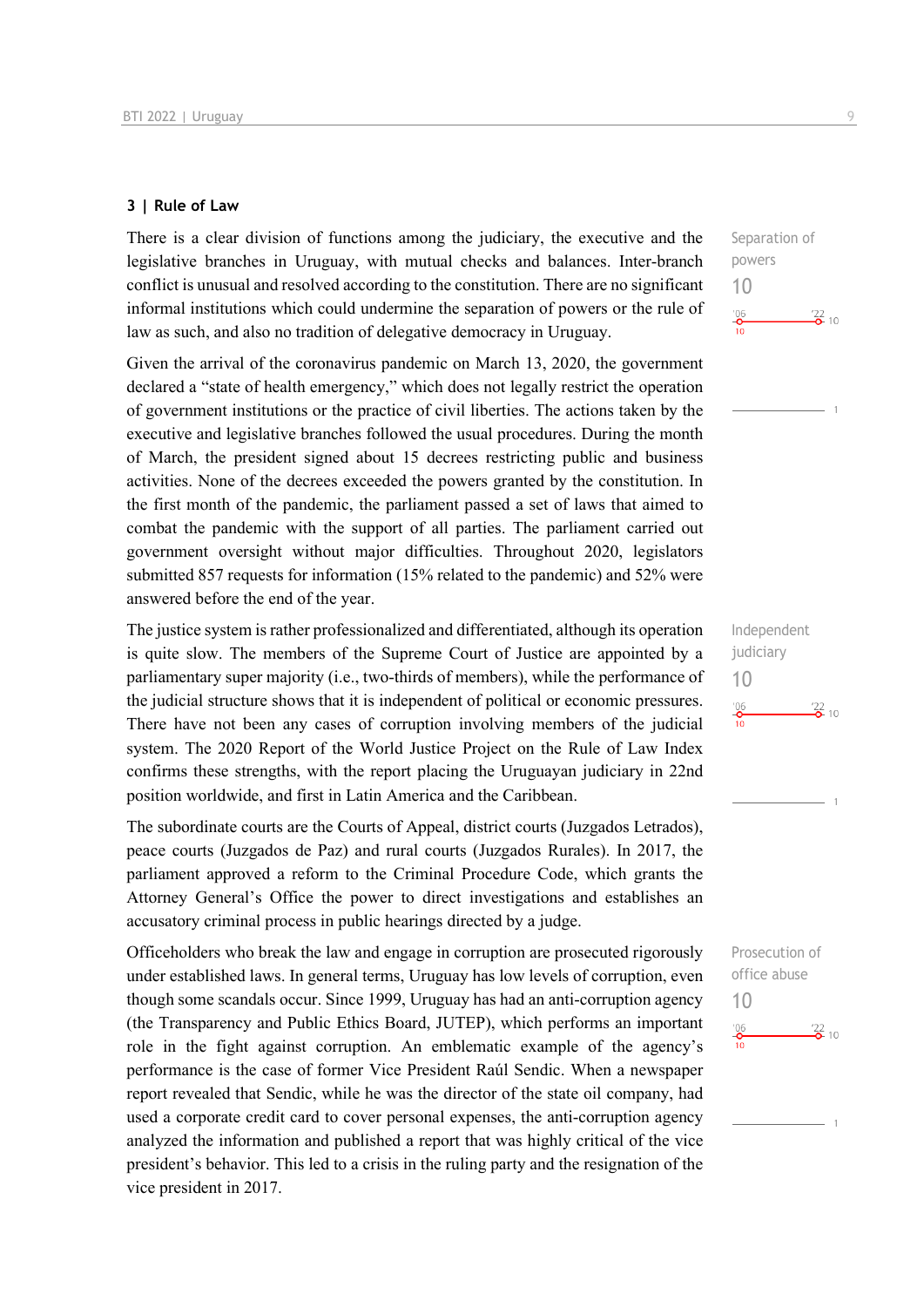## 3 | Rule of Law

There is a clear division of functions among the judiciary, the executive and the legislative branches in Uruguay, with mutual checks and balances. Inter-branch conflict is unusual and resolved according to the constitution. There are no significant informal institutions which could undermine the separation of powers or the rule of law as such, and also no tradition of delegative democracy in Uruguay.

Separation of powers
10

Given the arrival of the coronavirus pandemic on March 13, 2020, the government declared a "state of health emergency," which does not legally restrict the operation of government institutions or the practice of civil liberties. The actions taken by the executive and legislative branches followed the usual procedures. During the month of March, the president signed about 15 decrees restricting public and business activities. None of the decrees exceeded the powers granted by the constitution. In the first month of the pandemic, the parliament passed a set of laws that aimed to combat the pandemic with the support of all parties. The parliament carried out government oversight without major difficulties. Throughout 2020, legislators submitted 857 requests for information (15% related to the pandemic) and 52% were answered before the end of the year.

The justice system is rather professionalized and differentiated, although its operation is quite slow. The members of the Supreme Court of Justice are appointed by a parliamentary super majority (i.e., two-thirds of members), while the performance of the judicial structure shows that it is independent of political or economic pressures. There have not been any cases of corruption involving members of the judicial system. The 2020 Report of the World Justice Project on the Rule of Law Index confirms these strengths, with the report placing the Uruguayan judiciary in 22nd position worldwide, and first in Latin America and the Caribbean.

Independent judiciary
10

The subordinate courts are the Courts of Appeal, district courts (Juzgados Letrados), peace courts (Juzgados de Paz) and rural courts (Juzgados Rurales). In 2017, the parliament approved a reform to the Criminal Procedure Code, which grants the Attorney General's Office the power to direct investigations and establishes an accusatory criminal process in public hearings directed by a judge.

Officeholders who break the law and engage in corruption are prosecuted rigorously under established laws. In general terms, Uruguay has low levels of corruption, even though some scandals occur. Since 1999, Uruguay has had an anti-corruption agency (the Transparency and Public Ethics Board, JUTEP), which performs an important role in the fight against corruption. An emblematic example of the agency's performance is the case of former Vice President Raúl Sendic. When a newspaper report revealed that Sendic, while he was the director of the state oil company, had used a corporate credit card to cover personal expenses, the anti-corruption agency analyzed the information and published a report that was highly critical of the vice president's behavior. This led to a crisis in the ruling party and the resignation of the vice president in 2017.

Prosecution of office abuse
10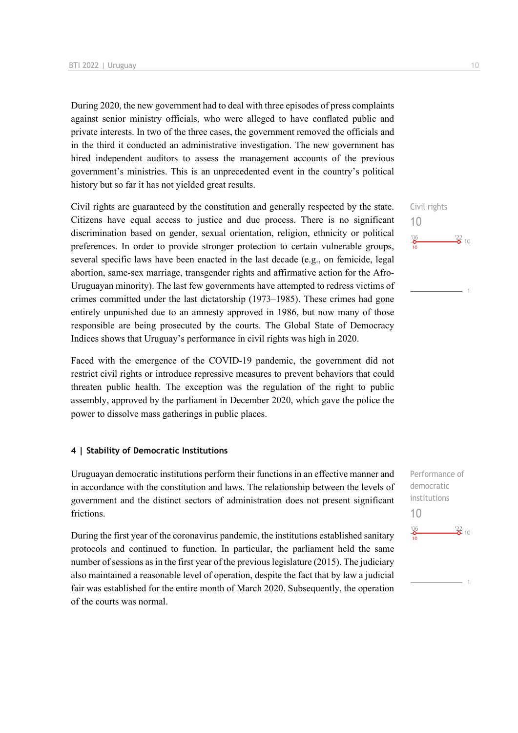During 2020, the new government had to deal with three episodes of press complaints against senior ministry officials, who were alleged to have conflated public and private interests. In two of the three cases, the government removed the officials and in the third it conducted an administrative investigation. The new government has hired independent auditors to assess the management accounts of the previous government's ministries. This is an unprecedented event in the country's political history but so far it has not yielded great results.

Civil rights
10

Civil rights are guaranteed by the constitution and generally respected by the state. Citizens have equal access to justice and due process. There is no significant discrimination based on gender, sexual orientation, religion, ethnicity or political preferences. In order to provide stronger protection to certain vulnerable groups, several specific laws have been enacted in the last decade (e.g., on femicide, legal abortion, same-sex marriage, transgender rights and affirmative action for the Afro-Uruguayan minority). The last few governments have attempted to redress victims of crimes committed under the last dictatorship (1973–1985). These crimes had gone entirely unpunished due to an amnesty approved in 1986, but now many of those responsible are being prosecuted by the courts. The Global State of Democracy Indices shows that Uruguay's performance in civil rights was high in 2020.

Faced with the emergence of the COVID-19 pandemic, the government did not restrict civil rights or introduce repressive measures to prevent behaviors that could threaten public health. The exception was the regulation of the right to public assembly, approved by the parliament in December 2020, which gave the police the power to dissolve mass gatherings in public places.

#### 4 | Stability of Democratic Institutions

Performance of democratic institutions
10

Uruguayan democratic institutions perform their functions in an effective manner and in accordance with the constitution and laws. The relationship between the levels of government and the distinct sectors of administration does not present significant frictions.

During the first year of the coronavirus pandemic, the institutions established sanitary protocols and continued to function. In particular, the parliament held the same number of sessions as in the first year of the previous legislature (2015). The judiciary also maintained a reasonable level of operation, despite the fact that by law a judicial fair was established for the entire month of March 2020. Subsequently, the operation of the courts was normal.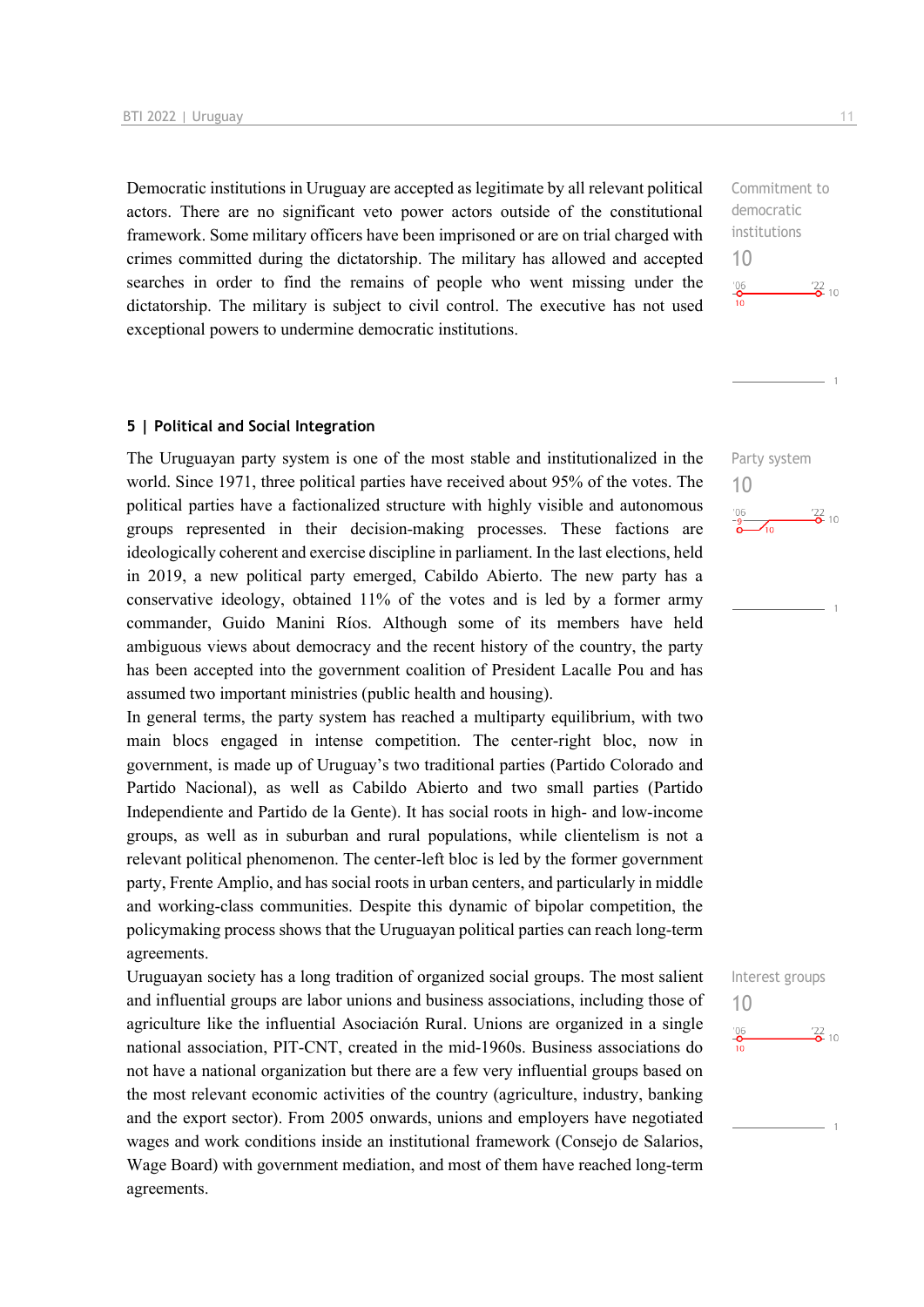Democratic institutions in Uruguay are accepted as legitimate by all relevant political actors. There are no significant veto power actors outside of the constitutional framework. Some military officers have been imprisoned or are on trial charged with crimes committed during the dictatorship. The military has allowed and accepted searches in order to find the remains of people who went missing under the dictatorship. The military is subject to civil control. The executive has not used exceptional powers to undermine democratic institutions.

Commitment to democratic institutions
10

## 5 | Political and Social Integration

Party system
10

The Uruguayan party system is one of the most stable and institutionalized in the world. Since 1971, three political parties have received about 95% of the votes. The political parties have a factionalized structure with highly visible and autonomous groups represented in their decision-making processes. These factions are ideologically coherent and exercise discipline in parliament. In the last elections, held in 2019, a new political party emerged, Cabildo Abierto. The new party has a conservative ideology, obtained 11% of the votes and is led by a former army commander, Guido Manini Ríos. Although some of its members have held ambiguous views about democracy and the recent history of the country, the party has been accepted into the government coalition of President Lacalle Pou and has assumed two important ministries (public health and housing).

In general terms, the party system has reached a multiparty equilibrium, with two main blocs engaged in intense competition. The center-right bloc, now in government, is made up of Uruguay's two traditional parties (Partido Colorado and Partido Nacional), as well as Cabildo Abierto and two small parties (Partido Independiente and Partido de la Gente). It has social roots in high- and low-income groups, as well as in suburban and rural populations, while clientelism is not a relevant political phenomenon. The center-left bloc is led by the former government party, Frente Amplio, and has social roots in urban centers, and particularly in middle and working-class communities. Despite this dynamic of bipolar competition, the policymaking process shows that the Uruguayan political parties can reach long-term agreements.

Interest groups
10

Uruguayan society has a long tradition of organized social groups. The most salient and influential groups are labor unions and business associations, including those of agriculture like the influential Asociación Rural. Unions are organized in a single national association, PIT-CNT, created in the mid-1960s. Business associations do not have a national organization but there are a few very influential groups based on the most relevant economic activities of the country (agriculture, industry, banking and the export sector). From 2005 onwards, unions and employers have negotiated wages and work conditions inside an institutional framework (Consejo de Salarios, Wage Board) with government mediation, and most of them have reached long-term agreements.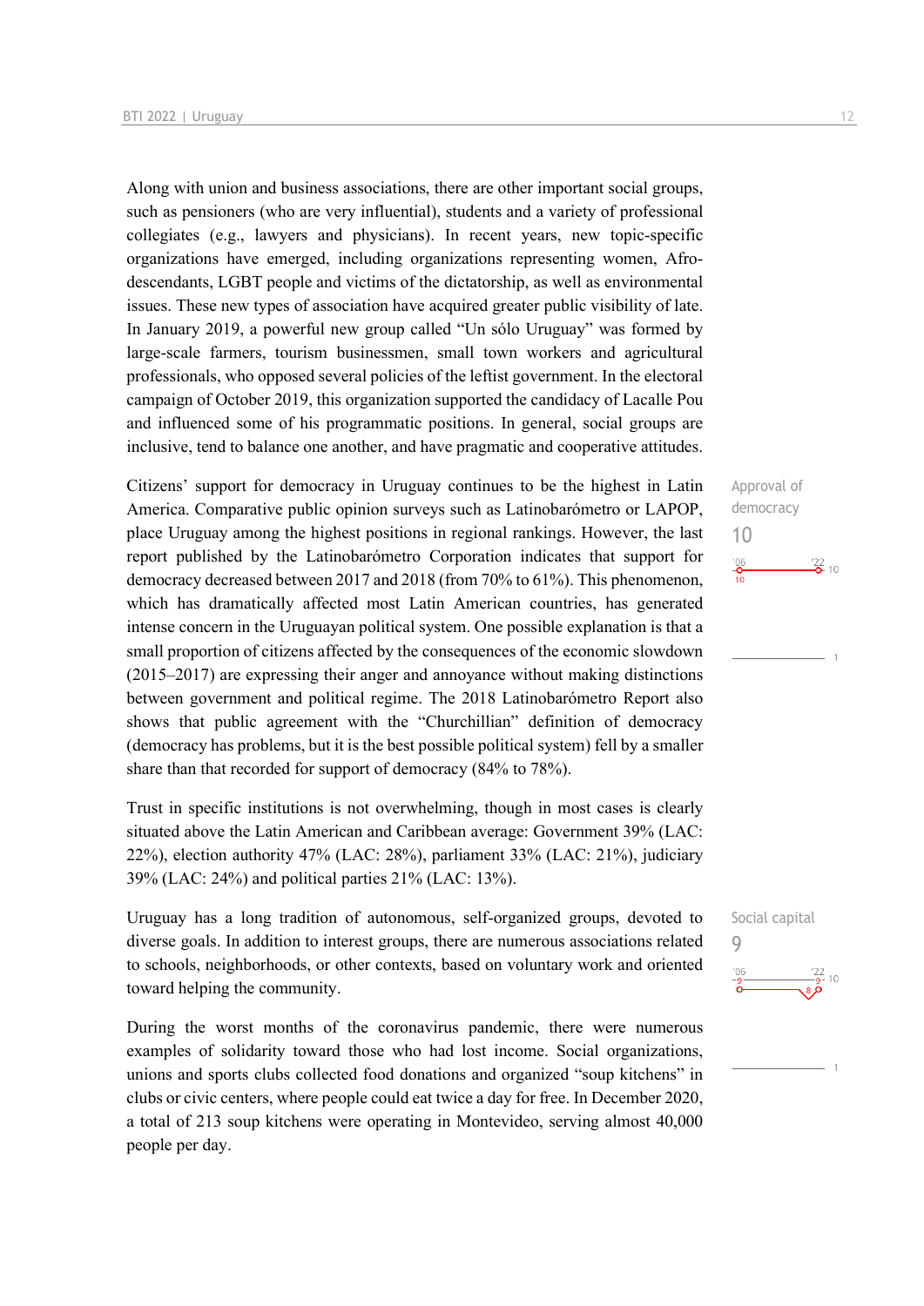Along with union and business associations, there are other important social groups, such as pensioners (who are very influential), students and a variety of professional collegiates (e.g., lawyers and physicians). In recent years, new topic-specific organizations have emerged, including organizations representing women, Afro-descendants, LGBT people and victims of the dictatorship, as well as environmental issues. These new types of association have acquired greater public visibility of late. In January 2019, a powerful new group called "Un sólo Uruguay" was formed by large-scale farmers, tourism businessmen, small town workers and agricultural professionals, who opposed several policies of the leftist government. In the electoral campaign of October 2019, this organization supported the candidacy of Lacalle Pou and influenced some of his programmatic positions. In general, social groups are inclusive, tend to balance one another, and have pragmatic and cooperative attitudes.

Approval of democracy
10

Citizens' support for democracy in Uruguay continues to be the highest in Latin America. Comparative public opinion surveys such as Latinobarómetro or LAPOP, place Uruguay among the highest positions in regional rankings. However, the last report published by the Latinobarómetro Corporation indicates that support for democracy decreased between 2017 and 2018 (from 70% to 61%). This phenomenon, which has dramatically affected most Latin American countries, has generated intense concern in the Uruguayan political system. One possible explanation is that a small proportion of citizens affected by the consequences of the economic slowdown (2015–2017) are expressing their anger and annoyance without making distinctions between government and political regime. The 2018 Latinobarómetro Report also shows that public agreement with the "Churchillian" definition of democracy (democracy has problems, but it is the best possible political system) fell by a smaller share than that recorded for support of democracy (84% to 78%).

Trust in specific institutions is not overwhelming, though in most cases is clearly situated above the Latin American and Caribbean average: Government 39% (LAC: 22%), election authority 47% (LAC: 28%), parliament 33% (LAC: 21%), judiciary 39% (LAC: 24%) and political parties 21% (LAC: 13%).

Social capital
9

Uruguay has a long tradition of autonomous, self-organized groups, devoted to diverse goals. In addition to interest groups, there are numerous associations related to schools, neighborhoods, or other contexts, based on voluntary work and oriented toward helping the community.

During the worst months of the coronavirus pandemic, there were numerous examples of solidarity toward those who had lost income. Social organizations, unions and sports clubs collected food donations and organized "soup kitchens" in clubs or civic centers, where people could eat twice a day for free. In December 2020, a total of 213 soup kitchens were operating in Montevideo, serving almost 40,000 people per day.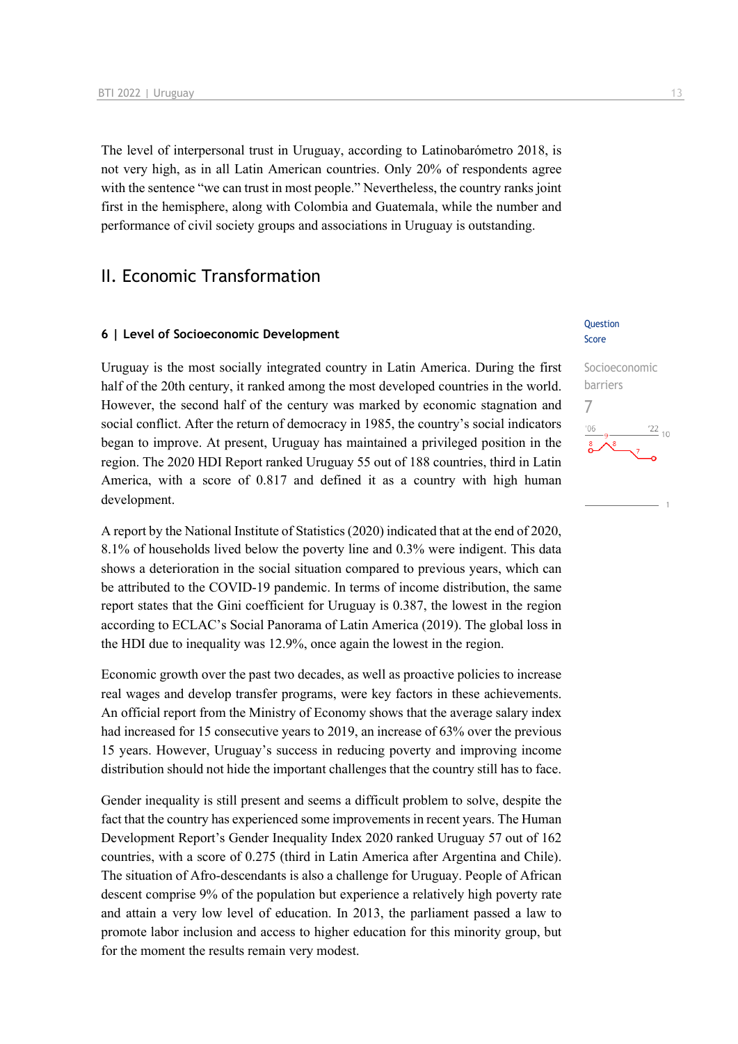The level of interpersonal trust in Uruguay, according to Latinobarómetro 2018, is not very high, as in all Latin American countries. Only 20% of respondents agree with the sentence "we can trust in most people." Nevertheless, the country ranks joint first in the hemisphere, along with Colombia and Guatemala, while the number and performance of civil society groups and associations in Uruguay is outstanding.

## II. Economic Transformation

### 6 | Level of Socioeconomic Development

Question Score

Socioeconomic barriers

7

Uruguay is the most socially integrated country in Latin America. During the first half of the 20th century, it ranked among the most developed countries in the world. However, the second half of the century was marked by economic stagnation and social conflict. After the return of democracy in 1985, the country's social indicators began to improve. At present, Uruguay has maintained a privileged position in the region. The 2020 HDI Report ranked Uruguay 55 out of 188 countries, third in Latin America, with a score of 0.817 and defined it as a country with high human development.

A report by the National Institute of Statistics (2020) indicated that at the end of 2020, 8.1% of households lived below the poverty line and 0.3% were indigent. This data shows a deterioration in the social situation compared to previous years, which can be attributed to the COVID-19 pandemic. In terms of income distribution, the same report states that the Gini coefficient for Uruguay is 0.387, the lowest in the region according to ECLAC's Social Panorama of Latin America (2019). The global loss in the HDI due to inequality was 12.9%, once again the lowest in the region.

Economic growth over the past two decades, as well as proactive policies to increase real wages and develop transfer programs, were key factors in these achievements. An official report from the Ministry of Economy shows that the average salary index had increased for 15 consecutive years to 2019, an increase of 63% over the previous 15 years. However, Uruguay's success in reducing poverty and improving income distribution should not hide the important challenges that the country still has to face.

Gender inequality is still present and seems a difficult problem to solve, despite the fact that the country has experienced some improvements in recent years. The Human Development Report's Gender Inequality Index 2020 ranked Uruguay 57 out of 162 countries, with a score of 0.275 (third in Latin America after Argentina and Chile). The situation of Afro-descendants is also a challenge for Uruguay. People of African descent comprise 9% of the population but experience a relatively high poverty rate and attain a very low level of education. In 2013, the parliament passed a law to promote labor inclusion and access to higher education for this minority group, but for the moment the results remain very modest.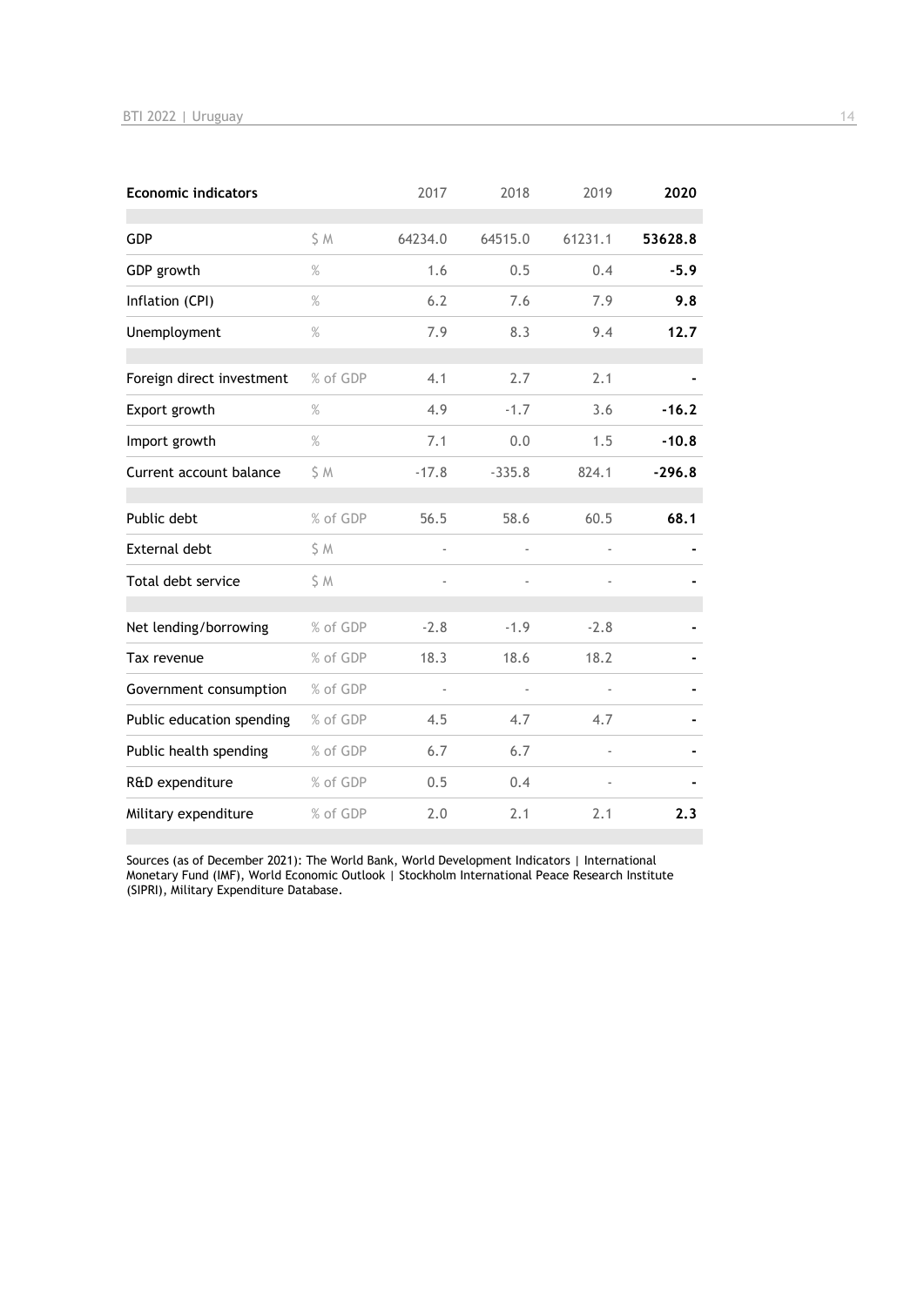| Economic indicators | | 2017 | 2018 | 2019 | **2020** |
|---|---|---|---|---|---|
| GDP | $ M | 64234.0 | 64515.0 | 61231.1 | **53628.8** |
| GDP growth | % | 1.6 | 0.5 | 0.4 | **-5.9** |
| Inflation (CPI) | % | 6.2 | 7.6 | 7.9 | **9.8** |
| Unemployment | % | 7.9 | 8.3 | 9.4 | **12.7** |
| Foreign direct investment | % of GDP | 4.1 | 2.7 | 2.1 | **-** |
| Export growth | % | 4.9 | -1.7 | 3.6 | **-16.2** |
| Import growth | % | 7.1 | 0.0 | 1.5 | **-10.8** |
| Current account balance | $ M | -17.8 | -335.8 | 824.1 | **-296.8** |
| Public debt | % of GDP | 56.5 | 58.6 | 60.5 | **68.1** |
| External debt | $ M | - | - | - | **-** |
| Total debt service | $ M | - | - | - | **-** |
| Net lending/borrowing | % of GDP | -2.8 | -1.9 | -2.8 | **-** |
| Tax revenue | % of GDP | 18.3 | 18.6 | 18.2 | **-** |
| Government consumption | % of GDP | - | - | - | **-** |
| Public education spending | % of GDP | 4.5 | 4.7 | 4.7 | **-** |
| Public health spending | % of GDP | 6.7 | 6.7 | - | **-** |
| R&D expenditure | % of GDP | 0.5 | 0.4 | - | **-** |
| Military expenditure | % of GDP | 2.0 | 2.1 | 2.1 | **2.3** |

Sources (as of December 2021): The World Bank, World Development Indicators | International Monetary Fund (IMF), World Economic Outlook | Stockholm International Peace Research Institute (SIPRI), Military Expenditure Database.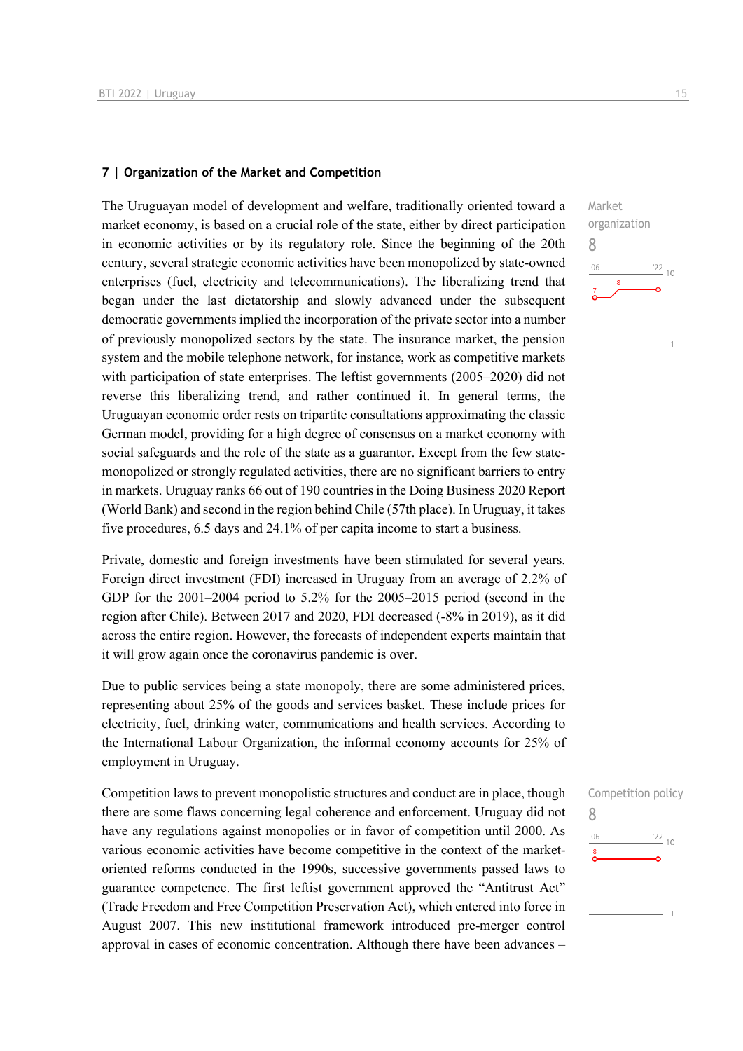## 7 | Organization of the Market and Competition

Market organization
8

The Uruguayan model of development and welfare, traditionally oriented toward a market economy, is based on a crucial role of the state, either by direct participation in economic activities or by its regulatory role. Since the beginning of the 20th century, several strategic economic activities have been monopolized by state-owned enterprises (fuel, electricity and telecommunications). The liberalizing trend that began under the last dictatorship and slowly advanced under the subsequent democratic governments implied the incorporation of the private sector into a number of previously monopolized sectors by the state. The insurance market, the pension system and the mobile telephone network, for instance, work as competitive markets with participation of state enterprises. The leftist governments (2005–2020) did not reverse this liberalizing trend, and rather continued it. In general terms, the Uruguayan economic order rests on tripartite consultations approximating the classic German model, providing for a high degree of consensus on a market economy with social safeguards and the role of the state as a guarantor. Except from the few state-monopolized or strongly regulated activities, there are no significant barriers to entry in markets. Uruguay ranks 66 out of 190 countries in the Doing Business 2020 Report (World Bank) and second in the region behind Chile (57th place). In Uruguay, it takes five procedures, 6.5 days and 24.1% of per capita income to start a business.

Private, domestic and foreign investments have been stimulated for several years. Foreign direct investment (FDI) increased in Uruguay from an average of 2.2% of GDP for the 2001–2004 period to 5.2% for the 2005–2015 period (second in the region after Chile). Between 2017 and 2020, FDI decreased (-8% in 2019), as it did across the entire region. However, the forecasts of independent experts maintain that it will grow again once the coronavirus pandemic is over.

Due to public services being a state monopoly, there are some administered prices, representing about 25% of the goods and services basket. These include prices for electricity, fuel, drinking water, communications and health services. According to the International Labour Organization, the informal economy accounts for 25% of employment in Uruguay.

Competition policy
8

Competition laws to prevent monopolistic structures and conduct are in place, though there are some flaws concerning legal coherence and enforcement. Uruguay did not have any regulations against monopolies or in favor of competition until 2000. As various economic activities have become competitive in the context of the market-oriented reforms conducted in the 1990s, successive governments passed laws to guarantee competence. The first leftist government approved the "Antitrust Act" (Trade Freedom and Free Competition Preservation Act), which entered into force in August 2007. This new institutional framework introduced pre-merger control approval in cases of economic concentration. Although there have been advances –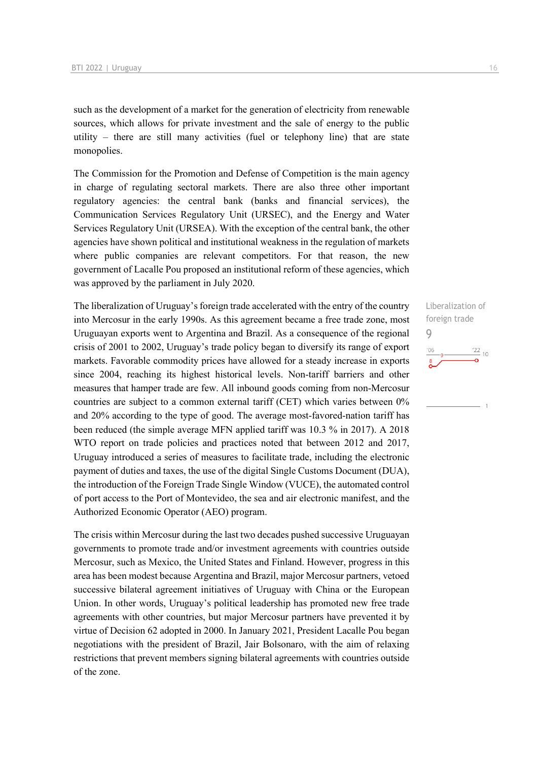such as the development of a market for the generation of electricity from renewable sources, which allows for private investment and the sale of energy to the public utility – there are still many activities (fuel or telephony line) that are state monopolies.

The Commission for the Promotion and Defense of Competition is the main agency in charge of regulating sectoral markets. There are also three other important regulatory agencies: the central bank (banks and financial services), the Communication Services Regulatory Unit (URSEC), and the Energy and Water Services Regulatory Unit (URSEA). With the exception of the central bank, the other agencies have shown political and institutional weakness in the regulation of markets where public companies are relevant competitors. For that reason, the new government of Lacalle Pou proposed an institutional reform of these agencies, which was approved by the parliament in July 2020.

Liberalization of foreign trade

9

The liberalization of Uruguay's foreign trade accelerated with the entry of the country into Mercosur in the early 1990s. As this agreement became a free trade zone, most Uruguayan exports went to Argentina and Brazil. As a consequence of the regional crisis of 2001 to 2002, Uruguay's trade policy began to diversify its range of export markets. Favorable commodity prices have allowed for a steady increase in exports since 2004, reaching its highest historical levels. Non-tariff barriers and other measures that hamper trade are few. All inbound goods coming from non-Mercosur countries are subject to a common external tariff (CET) which varies between 0% and 20% according to the type of good. The average most-favored-nation tariff has been reduced (the simple average MFN applied tariff was 10.3 % in 2017). A 2018 WTO report on trade policies and practices noted that between 2012 and 2017, Uruguay introduced a series of measures to facilitate trade, including the electronic payment of duties and taxes, the use of the digital Single Customs Document (DUA), the introduction of the Foreign Trade Single Window (VUCE), the automated control of port access to the Port of Montevideo, the sea and air electronic manifest, and the Authorized Economic Operator (AEO) program.

The crisis within Mercosur during the last two decades pushed successive Uruguayan governments to promote trade and/or investment agreements with countries outside Mercosur, such as Mexico, the United States and Finland. However, progress in this area has been modest because Argentina and Brazil, major Mercosur partners, vetoed successive bilateral agreement initiatives of Uruguay with China or the European Union. In other words, Uruguay's political leadership has promoted new free trade agreements with other countries, but major Mercosur partners have prevented it by virtue of Decision 62 adopted in 2000. In January 2021, President Lacalle Pou began negotiations with the president of Brazil, Jair Bolsonaro, with the aim of relaxing restrictions that prevent members signing bilateral agreements with countries outside of the zone.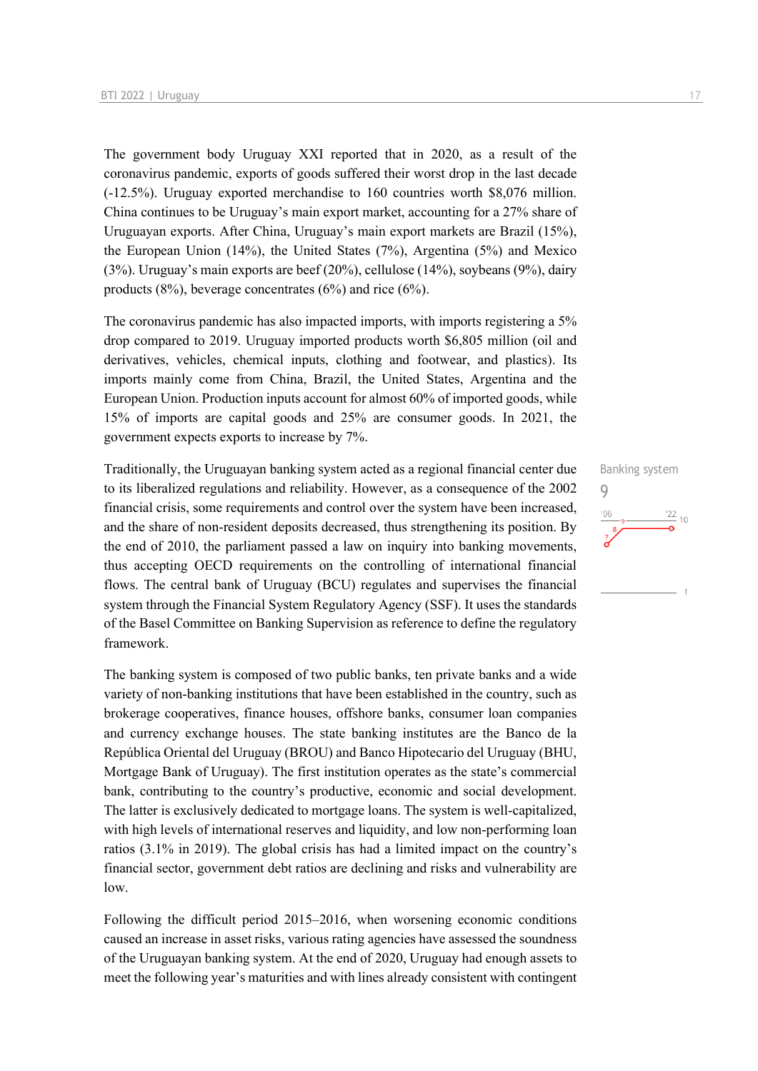The government body Uruguay XXI reported that in 2020, as a result of the coronavirus pandemic, exports of goods suffered their worst drop in the last decade (-12.5%). Uruguay exported merchandise to 160 countries worth $8,076 million. China continues to be Uruguay's main export market, accounting for a 27% share of Uruguayan exports. After China, Uruguay's main export markets are Brazil (15%), the European Union (14%), the United States (7%), Argentina (5%) and Mexico (3%). Uruguay's main exports are beef (20%), cellulose (14%), soybeans (9%), dairy products (8%), beverage concentrates (6%) and rice (6%).

The coronavirus pandemic has also impacted imports, with imports registering a 5% drop compared to 2019. Uruguay imported products worth $6,805 million (oil and derivatives, vehicles, chemical inputs, clothing and footwear, and plastics). Its imports mainly come from China, Brazil, the United States, Argentina and the European Union. Production inputs account for almost 60% of imported goods, while 15% of imports are capital goods and 25% are consumer goods. In 2021, the government expects exports to increase by 7%.

Banking system
9

Traditionally, the Uruguayan banking system acted as a regional financial center due to its liberalized regulations and reliability. However, as a consequence of the 2002 financial crisis, some requirements and control over the system have been increased, and the share of non-resident deposits decreased, thus strengthening its position. By the end of 2010, the parliament passed a law on inquiry into banking movements, thus accepting OECD requirements on the controlling of international financial flows. The central bank of Uruguay (BCU) regulates and supervises the financial system through the Financial System Regulatory Agency (SSF). It uses the standards of the Basel Committee on Banking Supervision as reference to define the regulatory framework.

The banking system is composed of two public banks, ten private banks and a wide variety of non-banking institutions that have been established in the country, such as brokerage cooperatives, finance houses, offshore banks, consumer loan companies and currency exchange houses. The state banking institutes are the Banco de la República Oriental del Uruguay (BROU) and Banco Hipotecario del Uruguay (BHU, Mortgage Bank of Uruguay). The first institution operates as the state's commercial bank, contributing to the country's productive, economic and social development. The latter is exclusively dedicated to mortgage loans. The system is well-capitalized, with high levels of international reserves and liquidity, and low non-performing loan ratios (3.1% in 2019). The global crisis has had a limited impact on the country's financial sector, government debt ratios are declining and risks and vulnerability are low.

Following the difficult period 2015–2016, when worsening economic conditions caused an increase in asset risks, various rating agencies have assessed the soundness of the Uruguayan banking system. At the end of 2020, Uruguay had enough assets to meet the following year's maturities and with lines already consistent with contingent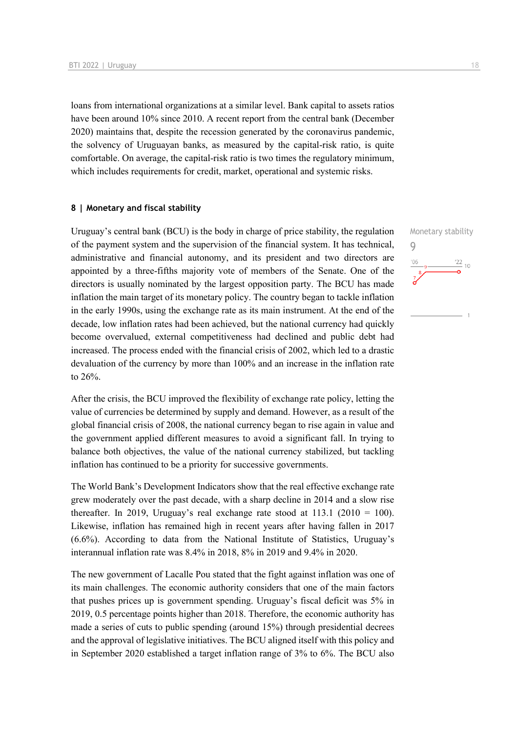loans from international organizations at a similar level. Bank capital to assets ratios have been around 10% since 2010. A recent report from the central bank (December 2020) maintains that, despite the recession generated by the coronavirus pandemic, the solvency of Uruguayan banks, as measured by the capital-risk ratio, is quite comfortable. On average, the capital-risk ratio is two times the regulatory minimum, which includes requirements for credit, market, operational and systemic risks.

### 8 | Monetary and fiscal stability

Monetary stability
9

Uruguay's central bank (BCU) is the body in charge of price stability, the regulation of the payment system and the supervision of the financial system. It has technical, administrative and financial autonomy, and its president and two directors are appointed by a three-fifths majority vote of members of the Senate. One of the directors is usually nominated by the largest opposition party. The BCU has made inflation the main target of its monetary policy. The country began to tackle inflation in the early 1990s, using the exchange rate as its main instrument. At the end of the decade, low inflation rates had been achieved, but the national currency had quickly become overvalued, external competitiveness had declined and public debt had increased. The process ended with the financial crisis of 2002, which led to a drastic devaluation of the currency by more than 100% and an increase in the inflation rate to 26%.

After the crisis, the BCU improved the flexibility of exchange rate policy, letting the value of currencies be determined by supply and demand. However, as a result of the global financial crisis of 2008, the national currency began to rise again in value and the government applied different measures to avoid a significant fall. In trying to balance both objectives, the value of the national currency stabilized, but tackling inflation has continued to be a priority for successive governments.

The World Bank's Development Indicators show that the real effective exchange rate grew moderately over the past decade, with a sharp decline in 2014 and a slow rise thereafter. In 2019, Uruguay's real exchange rate stood at 113.1 (2010 = 100). Likewise, inflation has remained high in recent years after having fallen in 2017 (6.6%). According to data from the National Institute of Statistics, Uruguay's interannual inflation rate was 8.4% in 2018, 8% in 2019 and 9.4% in 2020.

The new government of Lacalle Pou stated that the fight against inflation was one of its main challenges. The economic authority considers that one of the main factors that pushes prices up is government spending. Uruguay's fiscal deficit was 5% in 2019, 0.5 percentage points higher than 2018. Therefore, the economic authority has made a series of cuts to public spending (around 15%) through presidential decrees and the approval of legislative initiatives. The BCU aligned itself with this policy and in September 2020 established a target inflation range of 3% to 6%. The BCU also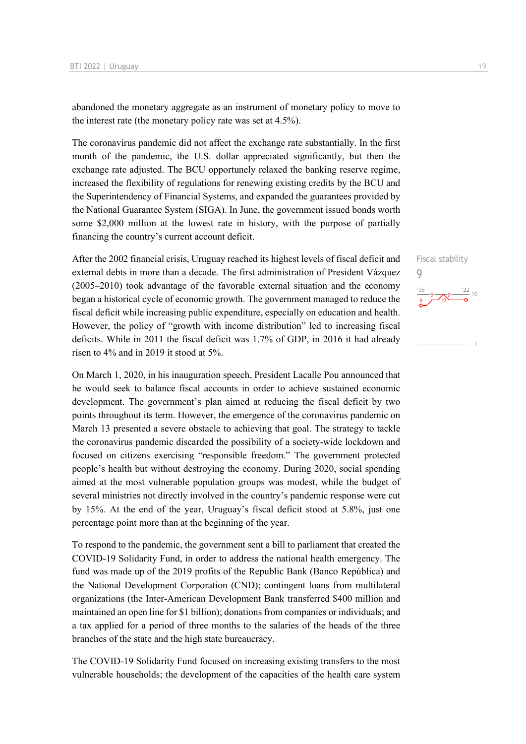abandoned the monetary aggregate as an instrument of monetary policy to move to the interest rate (the monetary policy rate was set at 4.5%).

The coronavirus pandemic did not affect the exchange rate substantially. In the first month of the pandemic, the U.S. dollar appreciated significantly, but then the exchange rate adjusted. The BCU opportunely relaxed the banking reserve regime, increased the flexibility of regulations for renewing existing credits by the BCU and the Superintendency of Financial Systems, and expanded the guarantees provided by the National Guarantee System (SIGA). In June, the government issued bonds worth some $2,000 million at the lowest rate in history, with the purpose of partially financing the country's current account deficit.

Fiscal stability
9

After the 2002 financial crisis, Uruguay reached its highest levels of fiscal deficit and external debts in more than a decade. The first administration of President Vázquez (2005–2010) took advantage of the favorable external situation and the economy began a historical cycle of economic growth. The government managed to reduce the fiscal deficit while increasing public expenditure, especially on education and health. However, the policy of "growth with income distribution" led to increasing fiscal deficits. While in 2011 the fiscal deficit was 1.7% of GDP, in 2016 it had already risen to 4% and in 2019 it stood at 5%.

On March 1, 2020, in his inauguration speech, President Lacalle Pou announced that he would seek to balance fiscal accounts in order to achieve sustained economic development. The government's plan aimed at reducing the fiscal deficit by two points throughout its term. However, the emergence of the coronavirus pandemic on March 13 presented a severe obstacle to achieving that goal. The strategy to tackle the coronavirus pandemic discarded the possibility of a society-wide lockdown and focused on citizens exercising "responsible freedom." The government protected people's health but without destroying the economy. During 2020, social spending aimed at the most vulnerable population groups was modest, while the budget of several ministries not directly involved in the country's pandemic response were cut by 15%. At the end of the year, Uruguay's fiscal deficit stood at 5.8%, just one percentage point more than at the beginning of the year.

To respond to the pandemic, the government sent a bill to parliament that created the COVID-19 Solidarity Fund, in order to address the national health emergency. The fund was made up of the 2019 profits of the Republic Bank (Banco República) and the National Development Corporation (CND); contingent loans from multilateral organizations (the Inter-American Development Bank transferred $400 million and maintained an open line for $1 billion); donations from companies or individuals; and a tax applied for a period of three months to the salaries of the heads of the three branches of the state and the high state bureaucracy.

The COVID-19 Solidarity Fund focused on increasing existing transfers to the most vulnerable households; the development of the capacities of the health care system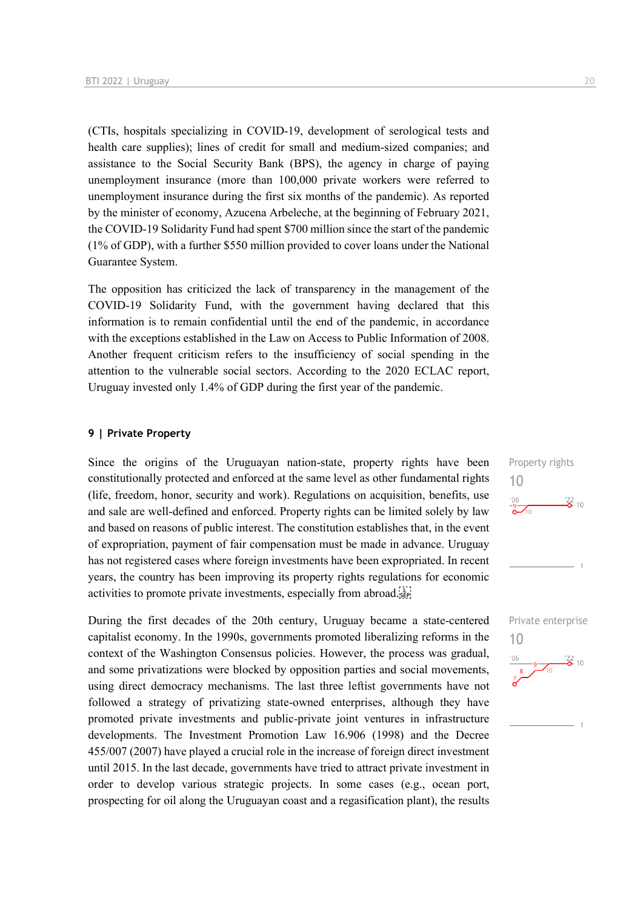(CTIs, hospitals specializing in COVID-19, development of serological tests and health care supplies); lines of credit for small and medium-sized companies; and assistance to the Social Security Bank (BPS), the agency in charge of paying unemployment insurance (more than 100,000 private workers were referred to unemployment insurance during the first six months of the pandemic). As reported by the minister of economy, Azucena Arbeleche, at the beginning of February 2021, the COVID-19 Solidarity Fund had spent $700 million since the start of the pandemic (1% of GDP), with a further $550 million provided to cover loans under the National Guarantee System.

The opposition has criticized the lack of transparency in the management of the COVID-19 Solidarity Fund, with the government having declared that this information is to remain confidential until the end of the pandemic, in accordance with the exceptions established in the Law on Access to Public Information of 2008. Another frequent criticism refers to the insufficiency of social spending in the attention to the vulnerable social sectors. According to the 2020 ECLAC report, Uruguay invested only 1.4% of GDP during the first year of the pandemic.

## 9 | Private Property

Property rights
10

Since the origins of the Uruguayan nation-state, property rights have been constitutionally protected and enforced at the same level as other fundamental rights (life, freedom, honor, security and work). Regulations on acquisition, benefits, use and sale are well-defined and enforced. Property rights can be limited solely by law and based on reasons of public interest. The constitution establishes that, in the event of expropriation, payment of fair compensation must be made in advance. Uruguay has not registered cases where foreign investments have been expropriated. In recent years, the country has been improving its property rights regulations for economic activities to promote private investments, especially from abroad.

Private enterprise
10

During the first decades of the 20th century, Uruguay became a state-centered capitalist economy. In the 1990s, governments promoted liberalizing reforms in the context of the Washington Consensus policies. However, the process was gradual, and some privatizations were blocked by opposition parties and social movements, using direct democracy mechanisms. The last three leftist governments have not followed a strategy of privatizing state-owned enterprises, although they have promoted private investments and public-private joint ventures in infrastructure developments. The Investment Promotion Law 16.906 (1998) and the Decree 455/007 (2007) have played a crucial role in the increase of foreign direct investment until 2015. In the last decade, governments have tried to attract private investment in order to develop various strategic projects. In some cases (e.g., ocean port, prospecting for oil along the Uruguayan coast and a regasification plant), the results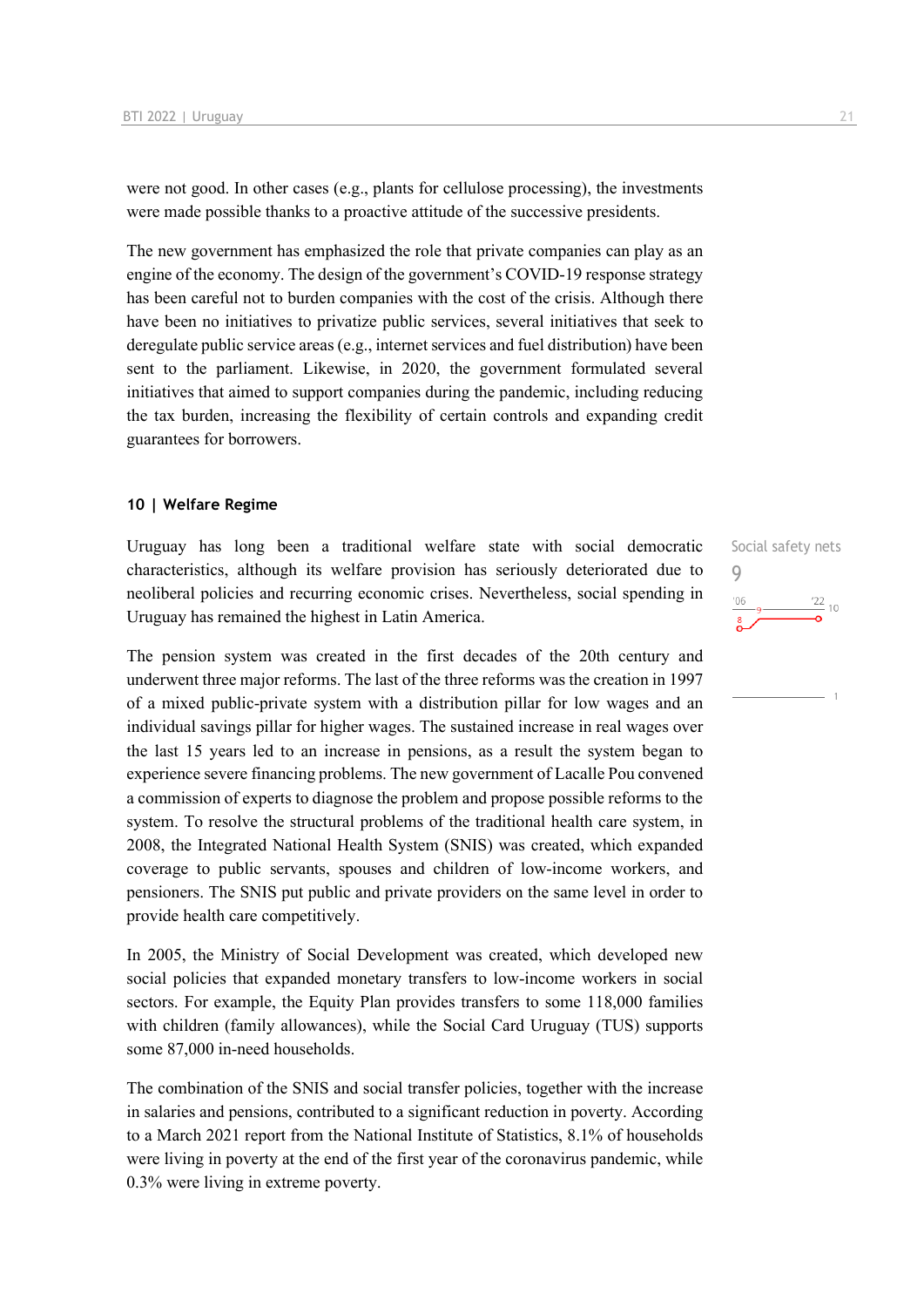were not good. In other cases (e.g., plants for cellulose processing), the investments were made possible thanks to a proactive attitude of the successive presidents.

The new government has emphasized the role that private companies can play as an engine of the economy. The design of the government's COVID-19 response strategy has been careful not to burden companies with the cost of the crisis. Although there have been no initiatives to privatize public services, several initiatives that seek to deregulate public service areas (e.g., internet services and fuel distribution) have been sent to the parliament. Likewise, in 2020, the government formulated several initiatives that aimed to support companies during the pandemic, including reducing the tax burden, increasing the flexibility of certain controls and expanding credit guarantees for borrowers.

### 10 | Welfare Regime

Social safety nets
9

Uruguay has long been a traditional welfare state with social democratic characteristics, although its welfare provision has seriously deteriorated due to neoliberal policies and recurring economic crises. Nevertheless, social spending in Uruguay has remained the highest in Latin America.

The pension system was created in the first decades of the 20th century and underwent three major reforms. The last of the three reforms was the creation in 1997 of a mixed public-private system with a distribution pillar for low wages and an individual savings pillar for higher wages. The sustained increase in real wages over the last 15 years led to an increase in pensions, as a result the system began to experience severe financing problems. The new government of Lacalle Pou convened a commission of experts to diagnose the problem and propose possible reforms to the system. To resolve the structural problems of the traditional health care system, in 2008, the Integrated National Health System (SNIS) was created, which expanded coverage to public servants, spouses and children of low-income workers, and pensioners. The SNIS put public and private providers on the same level in order to provide health care competitively.

In 2005, the Ministry of Social Development was created, which developed new social policies that expanded monetary transfers to low-income workers in social sectors. For example, the Equity Plan provides transfers to some 118,000 families with children (family allowances), while the Social Card Uruguay (TUS) supports some 87,000 in-need households.

The combination of the SNIS and social transfer policies, together with the increase in salaries and pensions, contributed to a significant reduction in poverty. According to a March 2021 report from the National Institute of Statistics, 8.1% of households were living in poverty at the end of the first year of the coronavirus pandemic, while 0.3% were living in extreme poverty.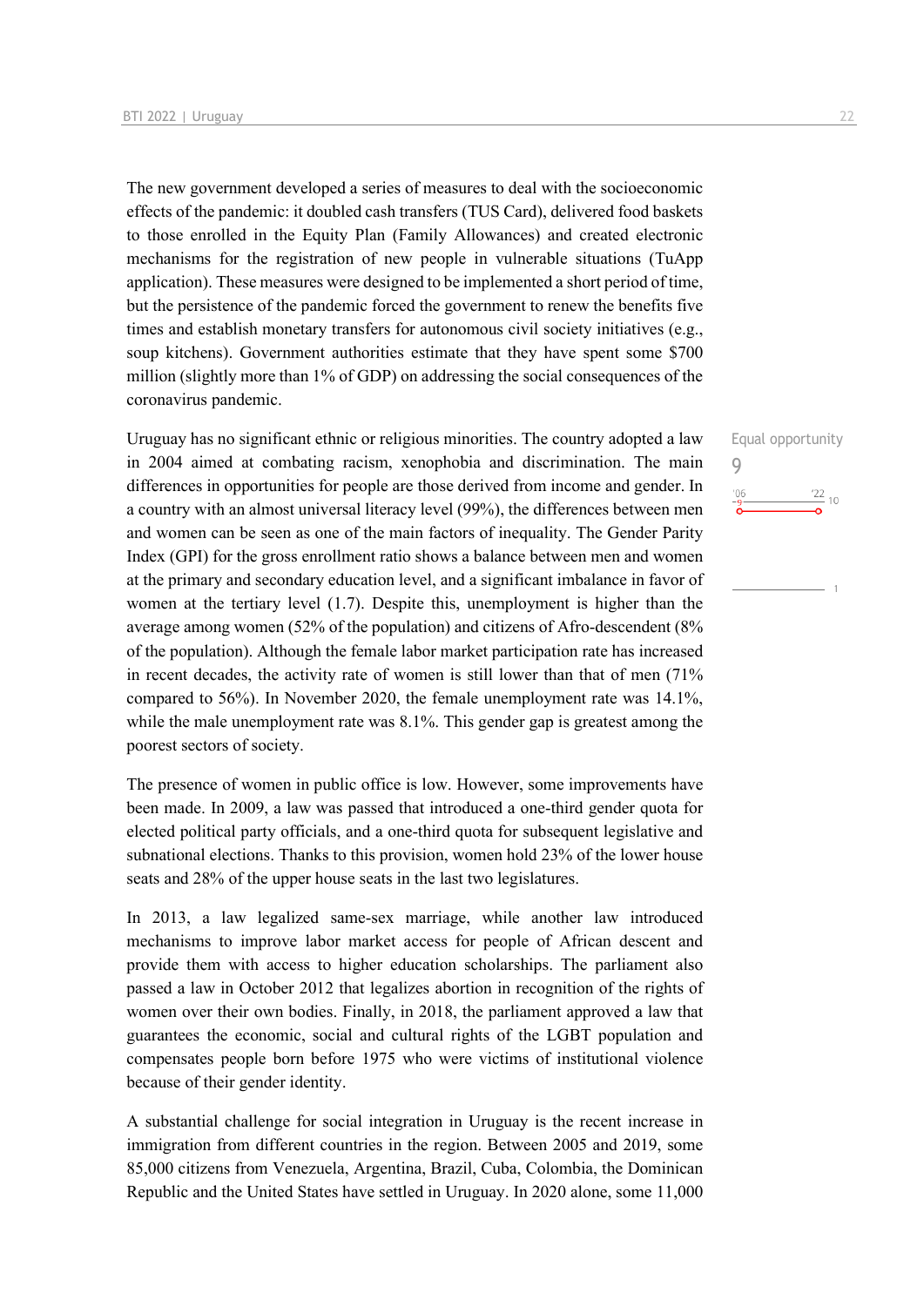The new government developed a series of measures to deal with the socioeconomic effects of the pandemic: it doubled cash transfers (TUS Card), delivered food baskets to those enrolled in the Equity Plan (Family Allowances) and created electronic mechanisms for the registration of new people in vulnerable situations (TuApp application). These measures were designed to be implemented a short period of time, but the persistence of the pandemic forced the government to renew the benefits five times and establish monetary transfers for autonomous civil society initiatives (e.g., soup kitchens). Government authorities estimate that they have spent some $700 million (slightly more than 1% of GDP) on addressing the social consequences of the coronavirus pandemic.

Equal opportunity
9

'06: 9 — '22: 9 (scale 1–10)

Uruguay has no significant ethnic or religious minorities. The country adopted a law in 2004 aimed at combating racism, xenophobia and discrimination. The main differences in opportunities for people are those derived from income and gender. In a country with an almost universal literacy level (99%), the differences between men and women can be seen as one of the main factors of inequality. The Gender Parity Index (GPI) for the gross enrollment ratio shows a balance between men and women at the primary and secondary education level, and a significant imbalance in favor of women at the tertiary level (1.7). Despite this, unemployment is higher than the average among women (52% of the population) and citizens of Afro-descendent (8% of the population). Although the female labor market participation rate has increased in recent decades, the activity rate of women is still lower than that of men (71% compared to 56%). In November 2020, the female unemployment rate was 14.1%, while the male unemployment rate was 8.1%. This gender gap is greatest among the poorest sectors of society.

The presence of women in public office is low. However, some improvements have been made. In 2009, a law was passed that introduced a one-third gender quota for elected political party officials, and a one-third quota for subsequent legislative and subnational elections. Thanks to this provision, women hold 23% of the lower house seats and 28% of the upper house seats in the last two legislatures.

In 2013, a law legalized same-sex marriage, while another law introduced mechanisms to improve labor market access for people of African descent and provide them with access to higher education scholarships. The parliament also passed a law in October 2012 that legalizes abortion in recognition of the rights of women over their own bodies. Finally, in 2018, the parliament approved a law that guarantees the economic, social and cultural rights of the LGBT population and compensates people born before 1975 who were victims of institutional violence because of their gender identity.

A substantial challenge for social integration in Uruguay is the recent increase in immigration from different countries in the region. Between 2005 and 2019, some 85,000 citizens from Venezuela, Argentina, Brazil, Cuba, Colombia, the Dominican Republic and the United States have settled in Uruguay. In 2020 alone, some 11,000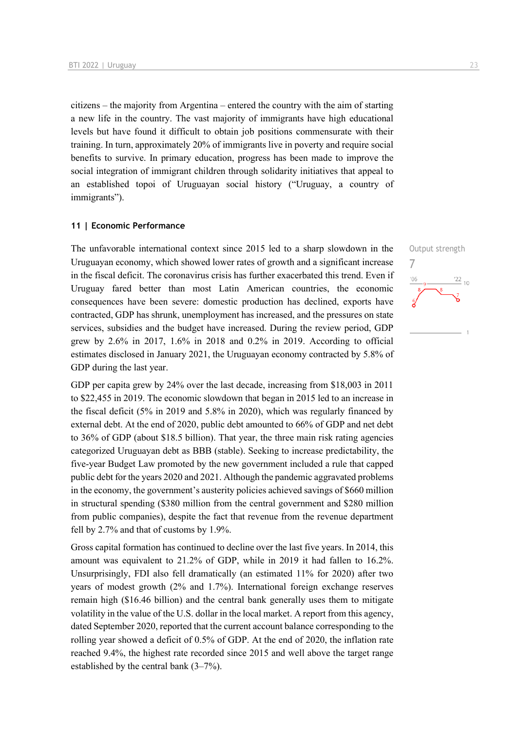citizens – the majority from Argentina – entered the country with the aim of starting a new life in the country. The vast majority of immigrants have high educational levels but have found it difficult to obtain job positions commensurate with their training. In turn, approximately 20% of immigrants live in poverty and require social benefits to survive. In primary education, progress has been made to improve the social integration of immigrant children through solidarity initiatives that appeal to an established topoi of Uruguayan social history ("Uruguay, a country of immigrants").

### 11 | Economic Performance

Output strength
7

The unfavorable international context since 2015 led to a sharp slowdown in the Uruguayan economy, which showed lower rates of growth and a significant increase in the fiscal deficit. The coronavirus crisis has further exacerbated this trend. Even if Uruguay fared better than most Latin American countries, the economic consequences have been severe: domestic production has declined, exports have contracted, GDP has shrunk, unemployment has increased, and the pressures on state services, subsidies and the budget have increased. During the review period, GDP grew by 2.6% in 2017, 1.6% in 2018 and 0.2% in 2019. According to official estimates disclosed in January 2021, the Uruguayan economy contracted by 5.8% of GDP during the last year.

GDP per capita grew by 24% over the last decade, increasing from $18,003 in 2011 to $22,455 in 2019. The economic slowdown that began in 2015 led to an increase in the fiscal deficit (5% in 2019 and 5.8% in 2020), which was regularly financed by external debt. At the end of 2020, public debt amounted to 66% of GDP and net debt to 36% of GDP (about $18.5 billion). That year, the three main risk rating agencies categorized Uruguayan debt as BBB (stable). Seeking to increase predictability, the five-year Budget Law promoted by the new government included a rule that capped public debt for the years 2020 and 2021. Although the pandemic aggravated problems in the economy, the government's austerity policies achieved savings of $660 million in structural spending ($380 million from the central government and $280 million from public companies), despite the fact that revenue from the revenue department fell by 2.7% and that of customs by 1.9%.

Gross capital formation has continued to decline over the last five years. In 2014, this amount was equivalent to 21.2% of GDP, while in 2019 it had fallen to 16.2%. Unsurprisingly, FDI also fell dramatically (an estimated 11% for 2020) after two years of modest growth (2% and 1.7%). International foreign exchange reserves remain high ($16.46 billion) and the central bank generally uses them to mitigate volatility in the value of the U.S. dollar in the local market. A report from this agency, dated September 2020, reported that the current account balance corresponding to the rolling year showed a deficit of 0.5% of GDP. At the end of 2020, the inflation rate reached 9.4%, the highest rate recorded since 2015 and well above the target range established by the central bank (3–7%).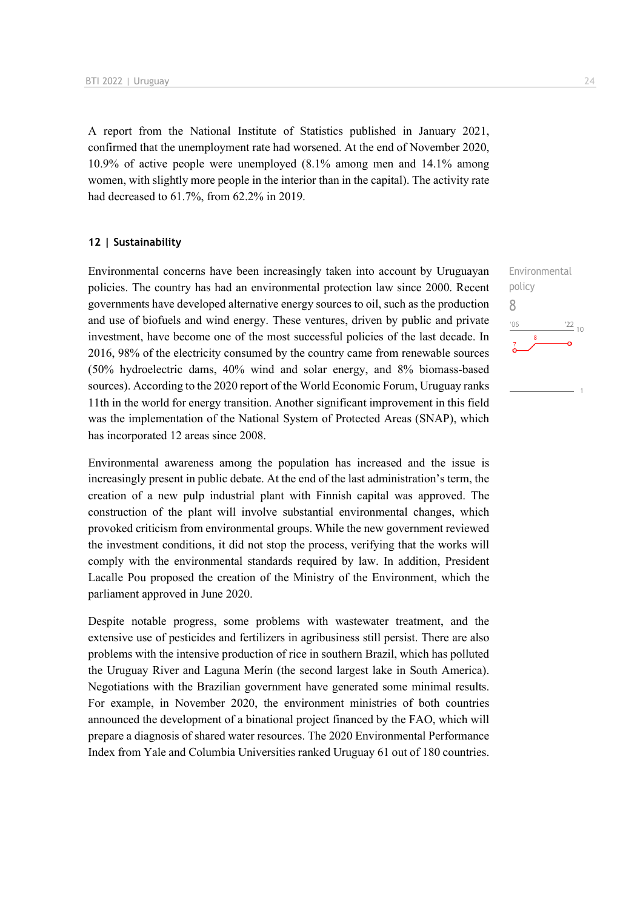A report from the National Institute of Statistics published in January 2021, confirmed that the unemployment rate had worsened. At the end of November 2020, 10.9% of active people were unemployed (8.1% among men and 14.1% among women, with slightly more people in the interior than in the capital). The activity rate had decreased to 61.7%, from 62.2% in 2019.

## 12 | Sustainability

Environmental policy
8

Environmental concerns have been increasingly taken into account by Uruguayan policies. The country has had an environmental protection law since 2000. Recent governments have developed alternative energy sources to oil, such as the production and use of biofuels and wind energy. These ventures, driven by public and private investment, have become one of the most successful policies of the last decade. In 2016, 98% of the electricity consumed by the country came from renewable sources (50% hydroelectric dams, 40% wind and solar energy, and 8% biomass-based sources). According to the 2020 report of the World Economic Forum, Uruguay ranks 11th in the world for energy transition. Another significant improvement in this field was the implementation of the National System of Protected Areas (SNAP), which has incorporated 12 areas since 2008.

Environmental awareness among the population has increased and the issue is increasingly present in public debate. At the end of the last administration's term, the creation of a new pulp industrial plant with Finnish capital was approved. The construction of the plant will involve substantial environmental changes, which provoked criticism from environmental groups. While the new government reviewed the investment conditions, it did not stop the process, verifying that the works will comply with the environmental standards required by law. In addition, President Lacalle Pou proposed the creation of the Ministry of the Environment, which the parliament approved in June 2020.

Despite notable progress, some problems with wastewater treatment, and the extensive use of pesticides and fertilizers in agribusiness still persist. There are also problems with the intensive production of rice in southern Brazil, which has polluted the Uruguay River and Laguna Merín (the second largest lake in South America). Negotiations with the Brazilian government have generated some minimal results. For example, in November 2020, the environment ministries of both countries announced the development of a binational project financed by the FAO, which will prepare a diagnosis of shared water resources. The 2020 Environmental Performance Index from Yale and Columbia Universities ranked Uruguay 61 out of 180 countries.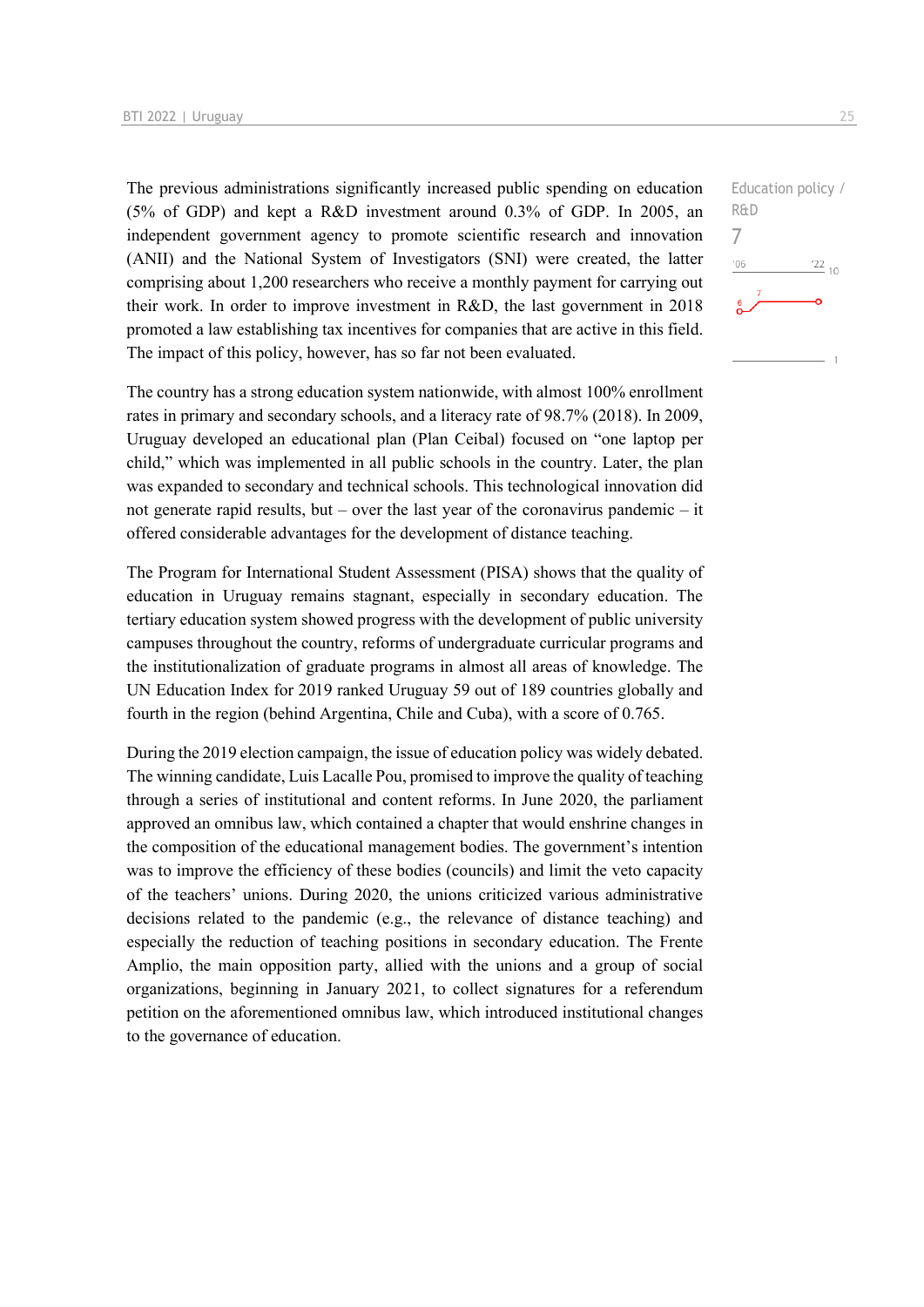The previous administrations significantly increased public spending on education (5% of GDP) and kept a R&D investment around 0.3% of GDP. In 2005, an independent government agency to promote scientific research and innovation (ANII) and the National System of Investigators (SNI) were created, the latter comprising about 1,200 researchers who receive a monthly payment for carrying out their work. In order to improve investment in R&D, the last government in 2018 promoted a law establishing tax incentives for companies that are active in this field. The impact of this policy, however, has so far not been evaluated.

Education policy / R&D

7

The country has a strong education system nationwide, with almost 100% enrollment rates in primary and secondary schools, and a literacy rate of 98.7% (2018). In 2009, Uruguay developed an educational plan (Plan Ceibal) focused on "one laptop per child," which was implemented in all public schools in the country. Later, the plan was expanded to secondary and technical schools. This technological innovation did not generate rapid results, but – over the last year of the coronavirus pandemic – it offered considerable advantages for the development of distance teaching.

The Program for International Student Assessment (PISA) shows that the quality of education in Uruguay remains stagnant, especially in secondary education. The tertiary education system showed progress with the development of public university campuses throughout the country, reforms of undergraduate curricular programs and the institutionalization of graduate programs in almost all areas of knowledge. The UN Education Index for 2019 ranked Uruguay 59 out of 189 countries globally and fourth in the region (behind Argentina, Chile and Cuba), with a score of 0.765.

During the 2019 election campaign, the issue of education policy was widely debated. The winning candidate, Luis Lacalle Pou, promised to improve the quality of teaching through a series of institutional and content reforms. In June 2020, the parliament approved an omnibus law, which contained a chapter that would enshrine changes in the composition of the educational management bodies. The government's intention was to improve the efficiency of these bodies (councils) and limit the veto capacity of the teachers' unions. During 2020, the unions criticized various administrative decisions related to the pandemic (e.g., the relevance of distance teaching) and especially the reduction of teaching positions in secondary education. The Frente Amplio, the main opposition party, allied with the unions and a group of social organizations, beginning in January 2021, to collect signatures for a referendum petition on the aforementioned omnibus law, which introduced institutional changes to the governance of education.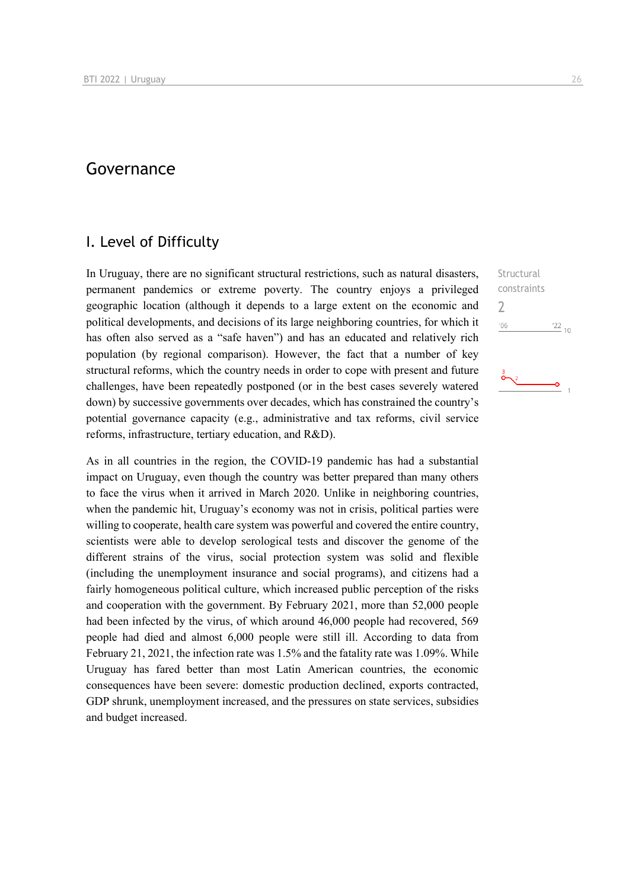# Governance

## I. Level of Difficulty

Structural constraints

2

'06 '22 10

In Uruguay, there are no significant structural restrictions, such as natural disasters, permanent pandemics or extreme poverty. The country enjoys a privileged geographic location (although it depends to a large extent on the economic and political developments, and decisions of its large neighboring countries, for which it has often also served as a "safe haven") and has an educated and relatively rich population (by regional comparison). However, the fact that a number of key structural reforms, which the country needs in order to cope with present and future challenges, have been repeatedly postponed (or in the best cases severely watered down) by successive governments over decades, which has constrained the country's potential governance capacity (e.g., administrative and tax reforms, civil service reforms, infrastructure, tertiary education, and R&D).

As in all countries in the region, the COVID-19 pandemic has had a substantial impact on Uruguay, even though the country was better prepared than many others to face the virus when it arrived in March 2020. Unlike in neighboring countries, when the pandemic hit, Uruguay's economy was not in crisis, political parties were willing to cooperate, health care system was powerful and covered the entire country, scientists were able to develop serological tests and discover the genome of the different strains of the virus, social protection system was solid and flexible (including the unemployment insurance and social programs), and citizens had a fairly homogeneous political culture, which increased public perception of the risks and cooperation with the government. By February 2021, more than 52,000 people had been infected by the virus, of which around 46,000 people had recovered, 569 people had died and almost 6,000 people were still ill. According to data from February 21, 2021, the infection rate was 1.5% and the fatality rate was 1.09%. While Uruguay has fared better than most Latin American countries, the economic consequences have been severe: domestic production declined, exports contracted, GDP shrunk, unemployment increased, and the pressures on state services, subsidies and budget increased.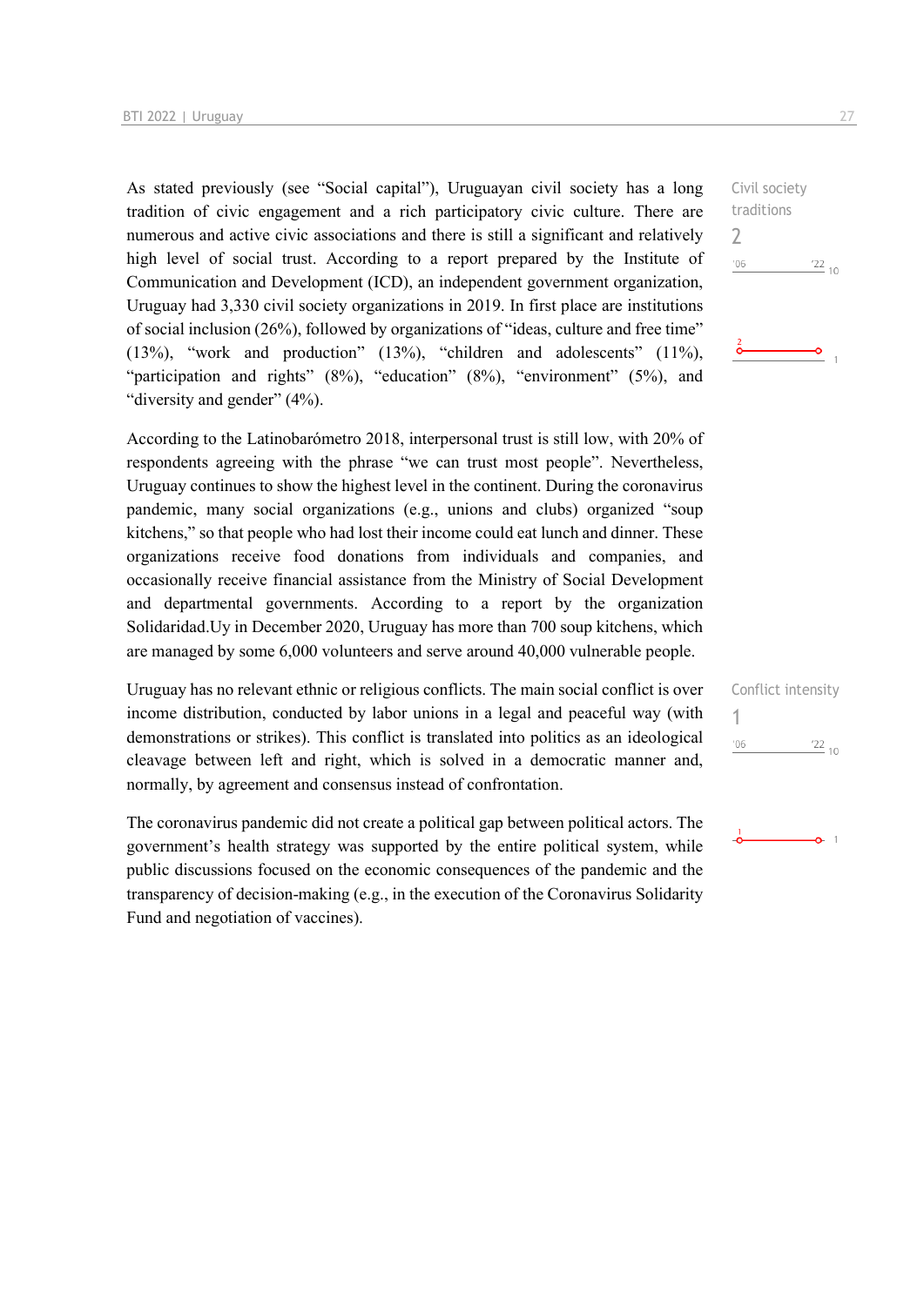Civil society traditions
2

As stated previously (see "Social capital"), Uruguayan civil society has a long tradition of civic engagement and a rich participatory civic culture. There are numerous and active civic associations and there is still a significant and relatively high level of social trust. According to a report prepared by the Institute of Communication and Development (ICD), an independent government organization, Uruguay had 3,330 civil society organizations in 2019. In first place are institutions of social inclusion (26%), followed by organizations of "ideas, culture and free time" (13%), "work and production" (13%), "children and adolescents" (11%), "participation and rights" (8%), "education" (8%), "environment" (5%), and "diversity and gender" (4%).

According to the Latinobarómetro 2018, interpersonal trust is still low, with 20% of respondents agreeing with the phrase "we can trust most people". Nevertheless, Uruguay continues to show the highest level in the continent. During the coronavirus pandemic, many social organizations (e.g., unions and clubs) organized "soup kitchens," so that people who had lost their income could eat lunch and dinner. These organizations receive food donations from individuals and companies, and occasionally receive financial assistance from the Ministry of Social Development and departmental governments. According to a report by the organization Solidaridad.Uy in December 2020, Uruguay has more than 700 soup kitchens, which are managed by some 6,000 volunteers and serve around 40,000 vulnerable people.

Conflict intensity
1

Uruguay has no relevant ethnic or religious conflicts. The main social conflict is over income distribution, conducted by labor unions in a legal and peaceful way (with demonstrations or strikes). This conflict is translated into politics as an ideological cleavage between left and right, which is solved in a democratic manner and, normally, by agreement and consensus instead of confrontation.

The coronavirus pandemic did not create a political gap between political actors. The government's health strategy was supported by the entire political system, while public discussions focused on the economic consequences of the pandemic and the transparency of decision-making (e.g., in the execution of the Coronavirus Solidarity Fund and negotiation of vaccines).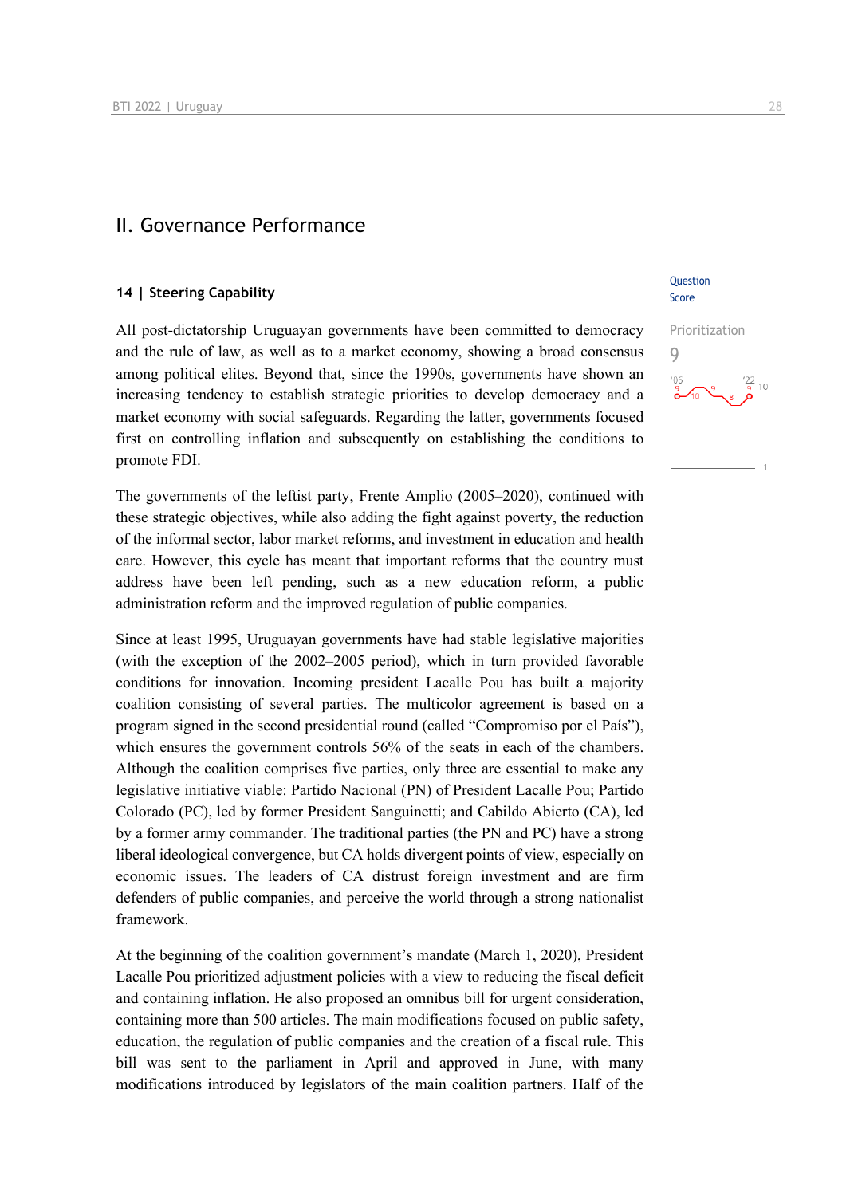# II. Governance Performance

## 14 | Steering Capability

Question Score

Prioritization

9

All post-dictatorship Uruguayan governments have been committed to democracy and the rule of law, as well as to a market economy, showing a broad consensus among political elites. Beyond that, since the 1990s, governments have shown an increasing tendency to establish strategic priorities to develop democracy and a market economy with social safeguards. Regarding the latter, governments focused first on controlling inflation and subsequently on establishing the conditions to promote FDI.

The governments of the leftist party, Frente Amplio (2005–2020), continued with these strategic objectives, while also adding the fight against poverty, the reduction of the informal sector, labor market reforms, and investment in education and health care. However, this cycle has meant that important reforms that the country must address have been left pending, such as a new education reform, a public administration reform and the improved regulation of public companies.

Since at least 1995, Uruguayan governments have had stable legislative majorities (with the exception of the 2002–2005 period), which in turn provided favorable conditions for innovation. Incoming president Lacalle Pou has built a majority coalition consisting of several parties. The multicolor agreement is based on a program signed in the second presidential round (called "Compromiso por el País"), which ensures the government controls 56% of the seats in each of the chambers. Although the coalition comprises five parties, only three are essential to make any legislative initiative viable: Partido Nacional (PN) of President Lacalle Pou; Partido Colorado (PC), led by former President Sanguinetti; and Cabildo Abierto (CA), led by a former army commander. The traditional parties (the PN and PC) have a strong liberal ideological convergence, but CA holds divergent points of view, especially on economic issues. The leaders of CA distrust foreign investment and are firm defenders of public companies, and perceive the world through a strong nationalist framework.

At the beginning of the coalition government's mandate (March 1, 2020), President Lacalle Pou prioritized adjustment policies with a view to reducing the fiscal deficit and containing inflation. He also proposed an omnibus bill for urgent consideration, containing more than 500 articles. The main modifications focused on public safety, education, the regulation of public companies and the creation of a fiscal rule. This bill was sent to the parliament in April and approved in June, with many modifications introduced by legislators of the main coalition partners. Half of the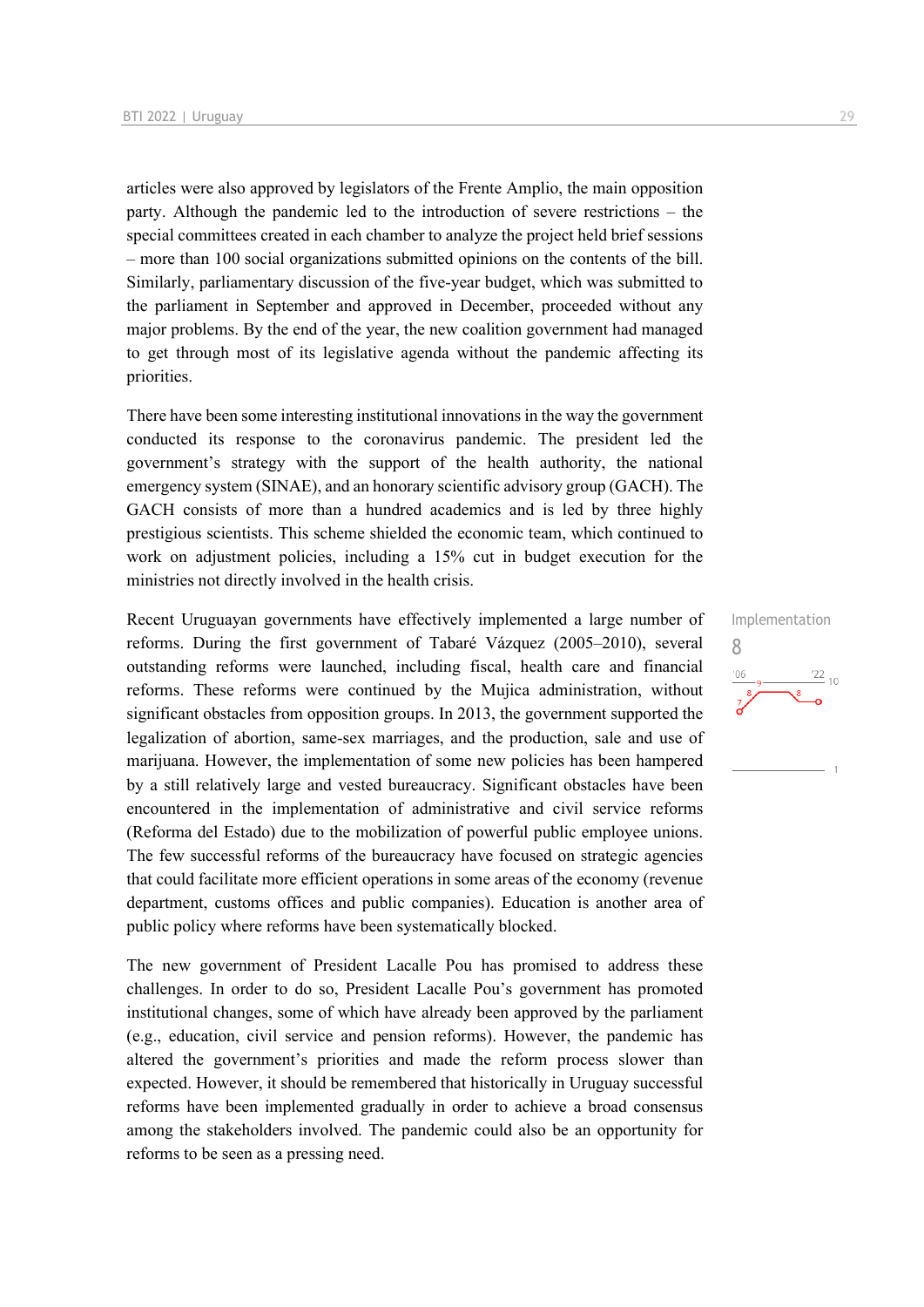articles were also approved by legislators of the Frente Amplio, the main opposition party. Although the pandemic led to the introduction of severe restrictions – the special committees created in each chamber to analyze the project held brief sessions – more than 100 social organizations submitted opinions on the contents of the bill. Similarly, parliamentary discussion of the five-year budget, which was submitted to the parliament in September and approved in December, proceeded without any major problems. By the end of the year, the new coalition government had managed to get through most of its legislative agenda without the pandemic affecting its priorities.

There have been some interesting institutional innovations in the way the government conducted its response to the coronavirus pandemic. The president led the government's strategy with the support of the health authority, the national emergency system (SINAE), and an honorary scientific advisory group (GACH). The GACH consists of more than a hundred academics and is led by three highly prestigious scientists. This scheme shielded the economic team, which continued to work on adjustment policies, including a 15% cut in budget execution for the ministries not directly involved in the health crisis.

Implementation
8

Recent Uruguayan governments have effectively implemented a large number of reforms. During the first government of Tabaré Vázquez (2005–2010), several outstanding reforms were launched, including fiscal, health care and financial reforms. These reforms were continued by the Mujica administration, without significant obstacles from opposition groups. In 2013, the government supported the legalization of abortion, same-sex marriages, and the production, sale and use of marijuana. However, the implementation of some new policies has been hampered by a still relatively large and vested bureaucracy. Significant obstacles have been encountered in the implementation of administrative and civil service reforms (Reforma del Estado) due to the mobilization of powerful public employee unions. The few successful reforms of the bureaucracy have focused on strategic agencies that could facilitate more efficient operations in some areas of the economy (revenue department, customs offices and public companies). Education is another area of public policy where reforms have been systematically blocked.

The new government of President Lacalle Pou has promised to address these challenges. In order to do so, President Lacalle Pou's government has promoted institutional changes, some of which have already been approved by the parliament (e.g., education, civil service and pension reforms). However, the pandemic has altered the government's priorities and made the reform process slower than expected. However, it should be remembered that historically in Uruguay successful reforms have been implemented gradually in order to achieve a broad consensus among the stakeholders involved. The pandemic could also be an opportunity for reforms to be seen as a pressing need.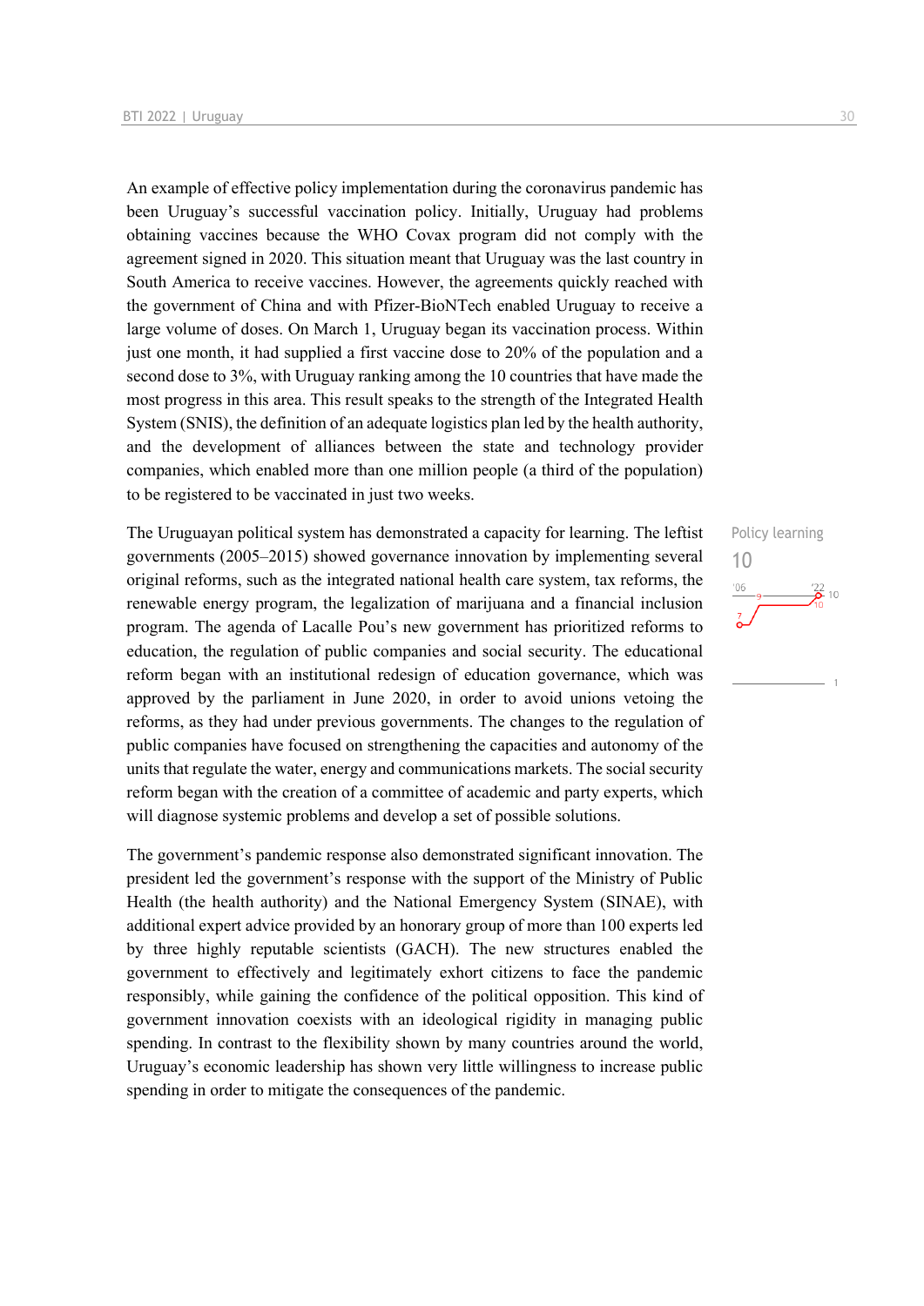An example of effective policy implementation during the coronavirus pandemic has been Uruguay's successful vaccination policy. Initially, Uruguay had problems obtaining vaccines because the WHO Covax program did not comply with the agreement signed in 2020. This situation meant that Uruguay was the last country in South America to receive vaccines. However, the agreements quickly reached with the government of China and with Pfizer-BioNTech enabled Uruguay to receive a large volume of doses. On March 1, Uruguay began its vaccination process. Within just one month, it had supplied a first vaccine dose to 20% of the population and a second dose to 3%, with Uruguay ranking among the 10 countries that have made the most progress in this area. This result speaks to the strength of the Integrated Health System (SNIS), the definition of an adequate logistics plan led by the health authority, and the development of alliances between the state and technology provider companies, which enabled more than one million people (a third of the population) to be registered to be vaccinated in just two weeks.

Policy learning
10

The Uruguayan political system has demonstrated a capacity for learning. The leftist governments (2005–2015) showed governance innovation by implementing several original reforms, such as the integrated national health care system, tax reforms, the renewable energy program, the legalization of marijuana and a financial inclusion program. The agenda of Lacalle Pou's new government has prioritized reforms to education, the regulation of public companies and social security. The educational reform began with an institutional redesign of education governance, which was approved by the parliament in June 2020, in order to avoid unions vetoing the reforms, as they had under previous governments. The changes to the regulation of public companies have focused on strengthening the capacities and autonomy of the units that regulate the water, energy and communications markets. The social security reform began with the creation of a committee of academic and party experts, which will diagnose systemic problems and develop a set of possible solutions.

The government's pandemic response also demonstrated significant innovation. The president led the government's response with the support of the Ministry of Public Health (the health authority) and the National Emergency System (SINAE), with additional expert advice provided by an honorary group of more than 100 experts led by three highly reputable scientists (GACH). The new structures enabled the government to effectively and legitimately exhort citizens to face the pandemic responsibly, while gaining the confidence of the political opposition. This kind of government innovation coexists with an ideological rigidity in managing public spending. In contrast to the flexibility shown by many countries around the world, Uruguay's economic leadership has shown very little willingness to increase public spending in order to mitigate the consequences of the pandemic.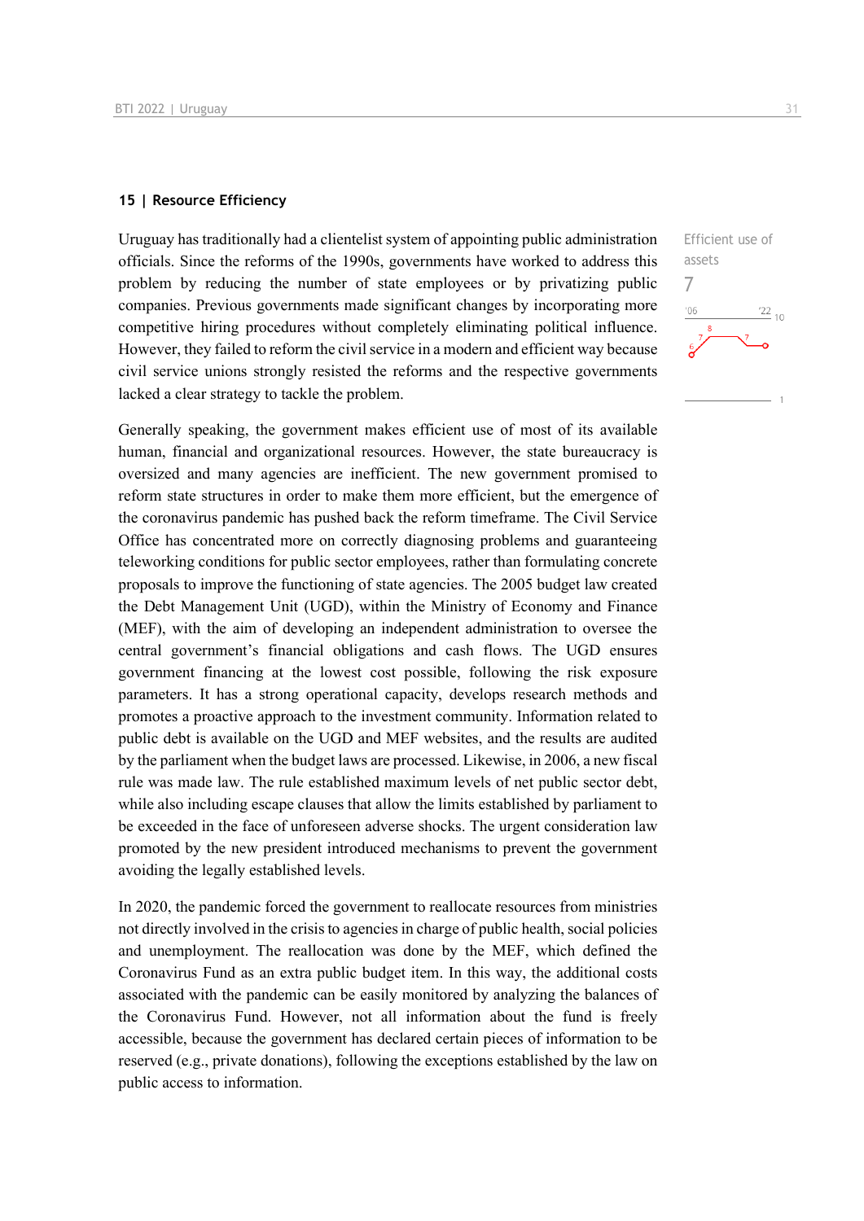## 15 | Resource Efficiency

Efficient use of assets

7

Uruguay has traditionally had a clientelist system of appointing public administration officials. Since the reforms of the 1990s, governments have worked to address this problem by reducing the number of state employees or by privatizing public companies. Previous governments made significant changes by incorporating more competitive hiring procedures without completely eliminating political influence. However, they failed to reform the civil service in a modern and efficient way because civil service unions strongly resisted the reforms and the respective governments lacked a clear strategy to tackle the problem.

Generally speaking, the government makes efficient use of most of its available human, financial and organizational resources. However, the state bureaucracy is oversized and many agencies are inefficient. The new government promised to reform state structures in order to make them more efficient, but the emergence of the coronavirus pandemic has pushed back the reform timeframe. The Civil Service Office has concentrated more on correctly diagnosing problems and guaranteeing teleworking conditions for public sector employees, rather than formulating concrete proposals to improve the functioning of state agencies. The 2005 budget law created the Debt Management Unit (UGD), within the Ministry of Economy and Finance (MEF), with the aim of developing an independent administration to oversee the central government's financial obligations and cash flows. The UGD ensures government financing at the lowest cost possible, following the risk exposure parameters. It has a strong operational capacity, develops research methods and promotes a proactive approach to the investment community. Information related to public debt is available on the UGD and MEF websites, and the results are audited by the parliament when the budget laws are processed. Likewise, in 2006, a new fiscal rule was made law. The rule established maximum levels of net public sector debt, while also including escape clauses that allow the limits established by parliament to be exceeded in the face of unforeseen adverse shocks. The urgent consideration law promoted by the new president introduced mechanisms to prevent the government avoiding the legally established levels.

In 2020, the pandemic forced the government to reallocate resources from ministries not directly involved in the crisis to agencies in charge of public health, social policies and unemployment. The reallocation was done by the MEF, which defined the Coronavirus Fund as an extra public budget item. In this way, the additional costs associated with the pandemic can be easily monitored by analyzing the balances of the Coronavirus Fund. However, not all information about the fund is freely accessible, because the government has declared certain pieces of information to be reserved (e.g., private donations), following the exceptions established by the law on public access to information.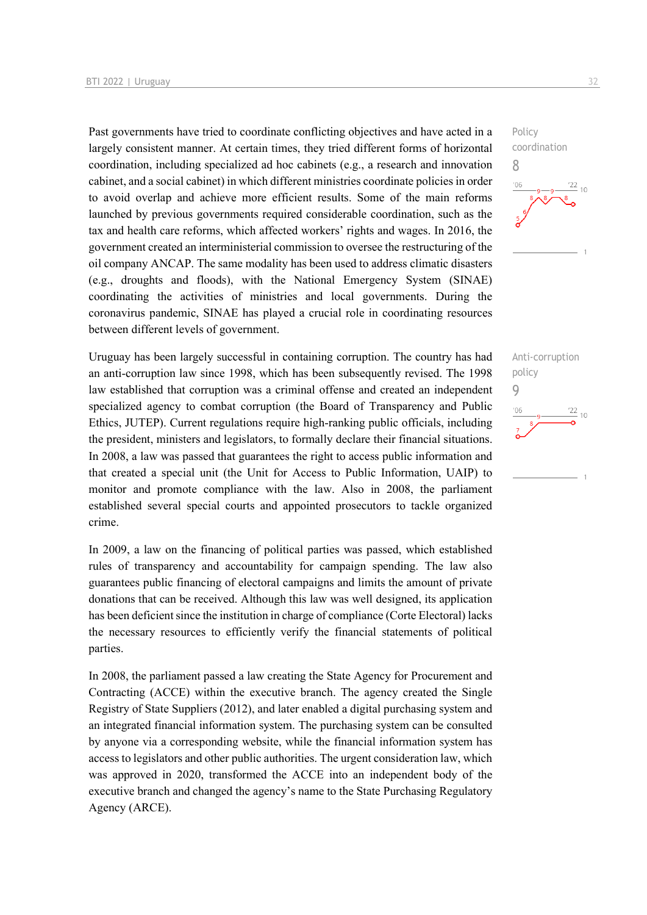Past governments have tried to coordinate conflicting objectives and have acted in a largely consistent manner. At certain times, they tried different forms of horizontal coordination, including specialized ad hoc cabinets (e.g., a research and innovation cabinet, and a social cabinet) in which different ministries coordinate policies in order to avoid overlap and achieve more efficient results. Some of the main reforms launched by previous governments required considerable coordination, such as the tax and health care reforms, which affected workers' rights and wages. In 2016, the government created an interministerial commission to oversee the restructuring of the oil company ANCAP. The same modality has been used to address climatic disasters (e.g., droughts and floods), with the National Emergency System (SINAE) coordinating the activities of ministries and local governments. During the coronavirus pandemic, SINAE has played a crucial role in coordinating resources between different levels of government.

Policy coordination
8

Uruguay has been largely successful in containing corruption. The country has had an anti-corruption law since 1998, which has been subsequently revised. The 1998 law established that corruption was a criminal offense and created an independent specialized agency to combat corruption (the Board of Transparency and Public Ethics, JUTEP). Current regulations require high-ranking public officials, including the president, ministers and legislators, to formally declare their financial situations. In 2008, a law was passed that guarantees the right to access public information and that created a special unit (the Unit for Access to Public Information, UAIP) to monitor and promote compliance with the law. Also in 2008, the parliament established several special courts and appointed prosecutors to tackle organized crime.

Anti-corruption policy
9

In 2009, a law on the financing of political parties was passed, which established rules of transparency and accountability for campaign spending. The law also guarantees public financing of electoral campaigns and limits the amount of private donations that can be received. Although this law was well designed, its application has been deficient since the institution in charge of compliance (Corte Electoral) lacks the necessary resources to efficiently verify the financial statements of political parties.

In 2008, the parliament passed a law creating the State Agency for Procurement and Contracting (ACCE) within the executive branch. The agency created the Single Registry of State Suppliers (2012), and later enabled a digital purchasing system and an integrated financial information system. The purchasing system can be consulted by anyone via a corresponding website, while the financial information system has access to legislators and other public authorities. The urgent consideration law, which was approved in 2020, transformed the ACCE into an independent body of the executive branch and changed the agency's name to the State Purchasing Regulatory Agency (ARCE).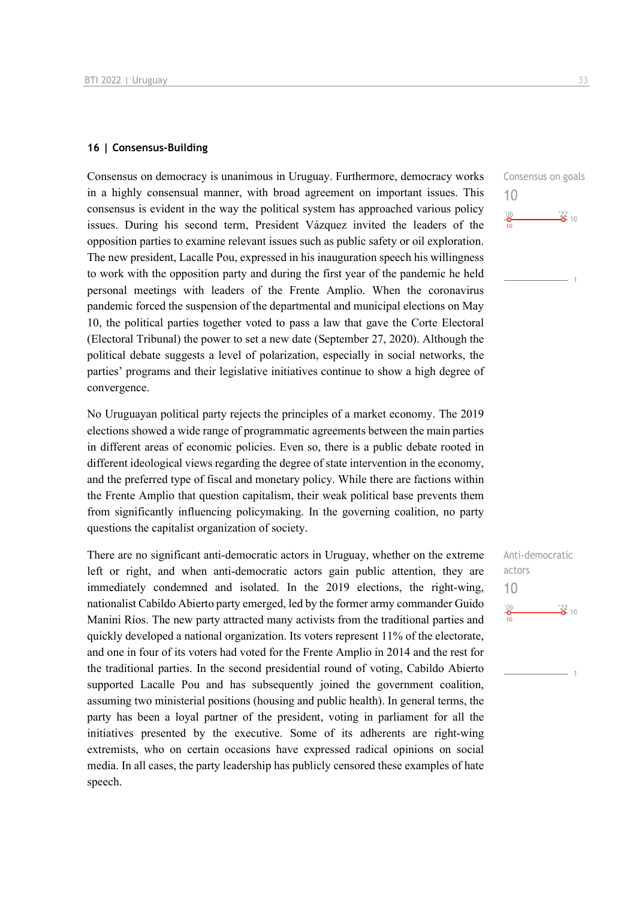## 16 | Consensus-Building

Consensus on democracy is unanimous in Uruguay. Furthermore, democracy works in a highly consensual manner, with broad agreement on important issues. This consensus is evident in the way the political system has approached various policy issues. During his second term, President Vázquez invited the leaders of the opposition parties to examine relevant issues such as public safety or oil exploration. The new president, Lacalle Pou, expressed in his inauguration speech his willingness to work with the opposition party and during the first year of the pandemic he held personal meetings with leaders of the Frente Amplio. When the coronavirus pandemic forced the suspension of the departmental and municipal elections on May 10, the political parties together voted to pass a law that gave the Corte Electoral (Electoral Tribunal) the power to set a new date (September 27, 2020). Although the political debate suggests a level of polarization, especially in social networks, the parties' programs and their legislative initiatives continue to show a high degree of convergence.

Consensus on goals
10

'06: 10 | '22: 10

No Uruguayan political party rejects the principles of a market economy. The 2019 elections showed a wide range of programmatic agreements between the main parties in different areas of economic policies. Even so, there is a public debate rooted in different ideological views regarding the degree of state intervention in the economy, and the preferred type of fiscal and monetary policy. While there are factions within the Frente Amplio that question capitalism, their weak political base prevents them from significantly influencing policymaking. In the governing coalition, no party questions the capitalist organization of society.

There are no significant anti-democratic actors in Uruguay, whether on the extreme left or right, and when anti-democratic actors gain public attention, they are immediately condemned and isolated. In the 2019 elections, the right-wing, nationalist Cabildo Abierto party emerged, led by the former army commander Guido Manini Ríos. The new party attracted many activists from the traditional parties and quickly developed a national organization. Its voters represent 11% of the electorate, and one in four of its voters had voted for the Frente Amplio in 2014 and the rest for the traditional parties. In the second presidential round of voting, Cabildo Abierto supported Lacalle Pou and has subsequently joined the government coalition, assuming two ministerial positions (housing and public health). In general terms, the party has been a loyal partner of the president, voting in parliament for all the initiatives presented by the executive. Some of its adherents are right-wing extremists, who on certain occasions have expressed radical opinions on social media. In all cases, the party leadership has publicly censored these examples of hate speech.

Anti-democratic actors
10

'06: 10 | '22: 10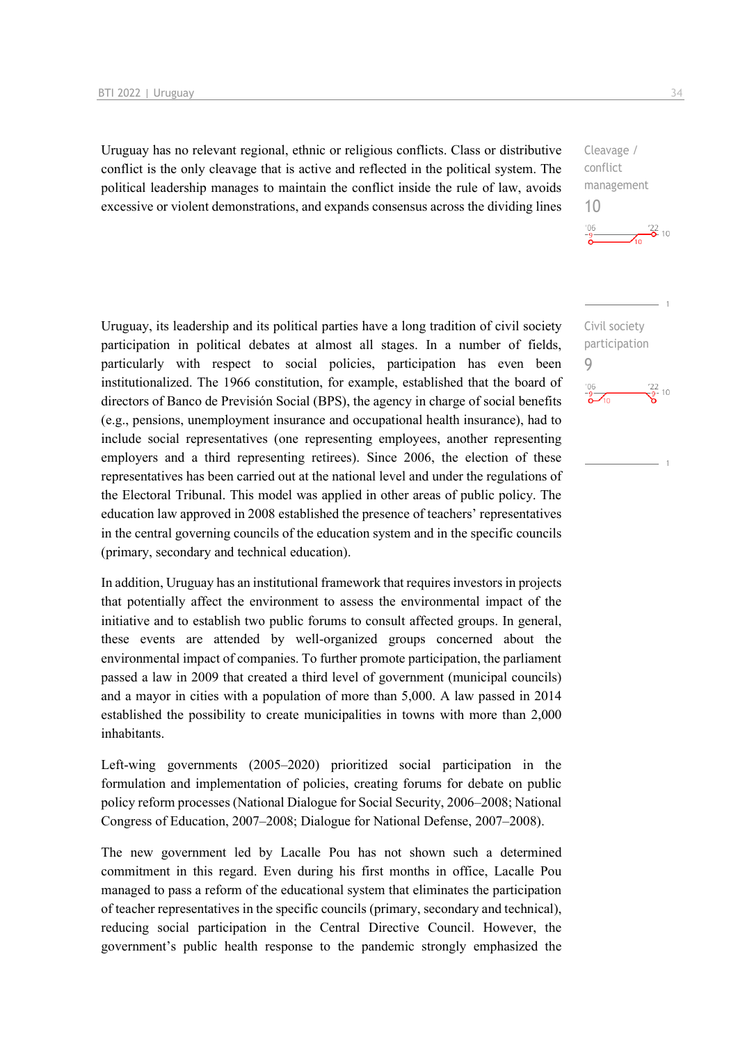Uruguay has no relevant regional, ethnic or religious conflicts. Class or distributive conflict is the only cleavage that is active and reflected in the political system. The political leadership manages to maintain the conflict inside the rule of law, avoids excessive or violent demonstrations, and expands consensus across the dividing lines

Cleavage / conflict management
10

Uruguay, its leadership and its political parties have a long tradition of civil society participation in political debates at almost all stages. In a number of fields, particularly with respect to social policies, participation has even been institutionalized. The 1966 constitution, for example, established that the board of directors of Banco de Previsión Social (BPS), the agency in charge of social benefits (e.g., pensions, unemployment insurance and occupational health insurance), had to include social representatives (one representing employees, another representing employers and a third representing retirees). Since 2006, the election of these representatives has been carried out at the national level and under the regulations of the Electoral Tribunal. This model was applied in other areas of public policy. The education law approved in 2008 established the presence of teachers' representatives in the central governing councils of the education system and in the specific councils (primary, secondary and technical education).

Civil society participation
9

In addition, Uruguay has an institutional framework that requires investors in projects that potentially affect the environment to assess the environmental impact of the initiative and to establish two public forums to consult affected groups. In general, these events are attended by well-organized groups concerned about the environmental impact of companies. To further promote participation, the parliament passed a law in 2009 that created a third level of government (municipal councils) and a mayor in cities with a population of more than 5,000. A law passed in 2014 established the possibility to create municipalities in towns with more than 2,000 inhabitants.

Left-wing governments (2005–2020) prioritized social participation in the formulation and implementation of policies, creating forums for debate on public policy reform processes (National Dialogue for Social Security, 2006–2008; National Congress of Education, 2007–2008; Dialogue for National Defense, 2007–2008).

The new government led by Lacalle Pou has not shown such a determined commitment in this regard. Even during his first months in office, Lacalle Pou managed to pass a reform of the educational system that eliminates the participation of teacher representatives in the specific councils (primary, secondary and technical), reducing social participation in the Central Directive Council. However, the government's public health response to the pandemic strongly emphasized the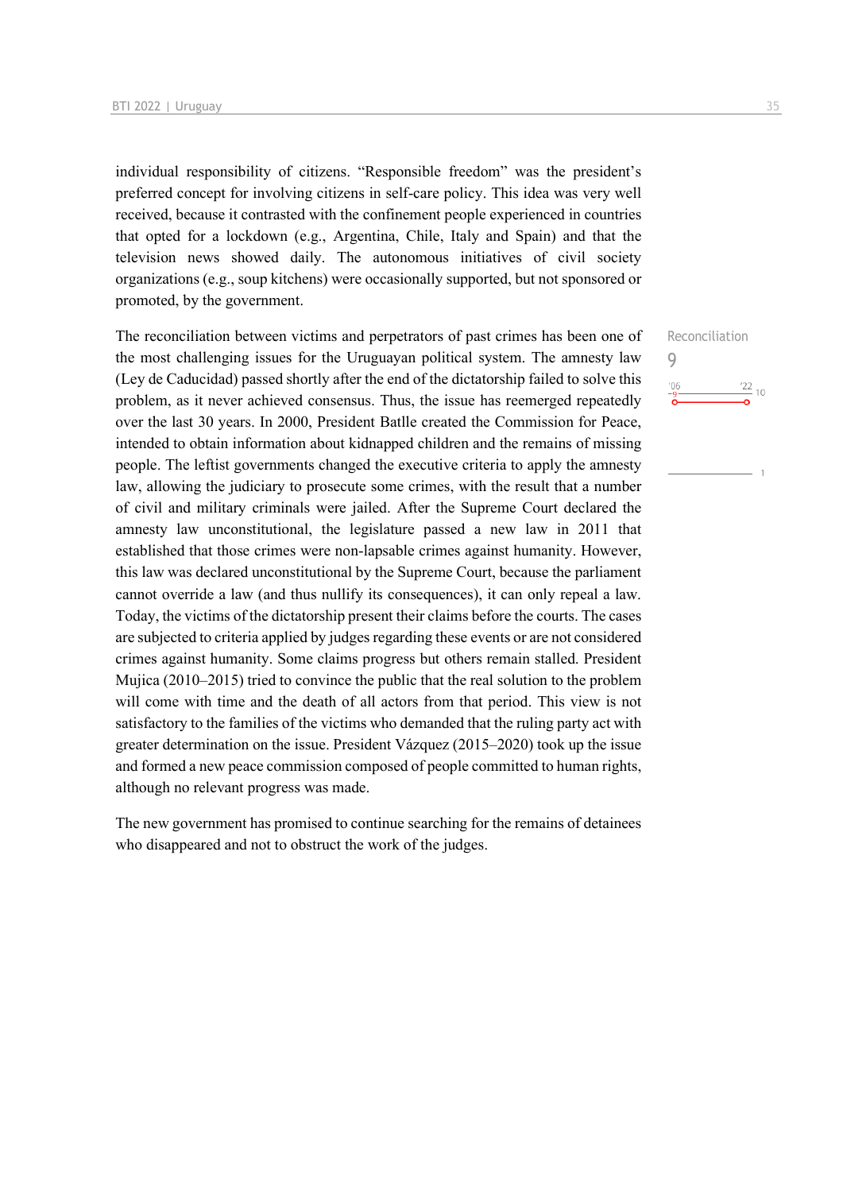individual responsibility of citizens. "Responsible freedom" was the president's preferred concept for involving citizens in self-care policy. This idea was very well received, because it contrasted with the confinement people experienced in countries that opted for a lockdown (e.g., Argentina, Chile, Italy and Spain) and that the television news showed daily. The autonomous initiatives of civil society organizations (e.g., soup kitchens) were occasionally supported, but not sponsored or promoted, by the government.

Reconciliation
9

The reconciliation between victims and perpetrators of past crimes has been one of the most challenging issues for the Uruguayan political system. The amnesty law (Ley de Caducidad) passed shortly after the end of the dictatorship failed to solve this problem, as it never achieved consensus. Thus, the issue has reemerged repeatedly over the last 30 years. In 2000, President Batlle created the Commission for Peace, intended to obtain information about kidnapped children and the remains of missing people. The leftist governments changed the executive criteria to apply the amnesty law, allowing the judiciary to prosecute some crimes, with the result that a number of civil and military criminals were jailed. After the Supreme Court declared the amnesty law unconstitutional, the legislature passed a new law in 2011 that established that those crimes were non-lapsable crimes against humanity. However, this law was declared unconstitutional by the Supreme Court, because the parliament cannot override a law (and thus nullify its consequences), it can only repeal a law. Today, the victims of the dictatorship present their claims before the courts. The cases are subjected to criteria applied by judges regarding these events or are not considered crimes against humanity. Some claims progress but others remain stalled. President Mujica (2010–2015) tried to convince the public that the real solution to the problem will come with time and the death of all actors from that period. This view is not satisfactory to the families of the victims who demanded that the ruling party act with greater determination on the issue. President Vázquez (2015–2020) took up the issue and formed a new peace commission composed of people committed to human rights, although no relevant progress was made.

The new government has promised to continue searching for the remains of detainees who disappeared and not to obstruct the work of the judges.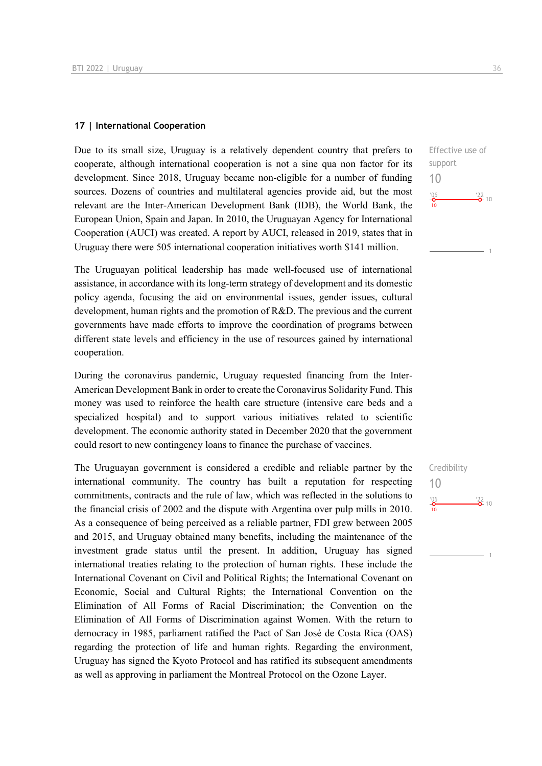## 17 | International Cooperation

Effective use of support

10

'06: 10 — '22: 10

Due to its small size, Uruguay is a relatively dependent country that prefers to cooperate, although international cooperation is not a sine qua non factor for its development. Since 2018, Uruguay became non-eligible for a number of funding sources. Dozens of countries and multilateral agencies provide aid, but the most relevant are the Inter-American Development Bank (IDB), the World Bank, the European Union, Spain and Japan. In 2010, the Uruguayan Agency for International Cooperation (AUCI) was created. A report by AUCI, released in 2019, states that in Uruguay there were 505 international cooperation initiatives worth $141 million.

The Uruguayan political leadership has made well-focused use of international assistance, in accordance with its long-term strategy of development and its domestic policy agenda, focusing the aid on environmental issues, gender issues, cultural development, human rights and the promotion of R&D. The previous and the current governments have made efforts to improve the coordination of programs between different state levels and efficiency in the use of resources gained by international cooperation.

During the coronavirus pandemic, Uruguay requested financing from the Inter-American Development Bank in order to create the Coronavirus Solidarity Fund. This money was used to reinforce the health care structure (intensive care beds and a specialized hospital) and to support various initiatives related to scientific development. The economic authority stated in December 2020 that the government could resort to new contingency loans to finance the purchase of vaccines.

Credibility

10

'06: 10 — '22: 10

The Uruguayan government is considered a credible and reliable partner by the international community. The country has built a reputation for respecting commitments, contracts and the rule of law, which was reflected in the solutions to the financial crisis of 2002 and the dispute with Argentina over pulp mills in 2010. As a consequence of being perceived as a reliable partner, FDI grew between 2005 and 2015, and Uruguay obtained many benefits, including the maintenance of the investment grade status until the present. In addition, Uruguay has signed international treaties relating to the protection of human rights. These include the International Covenant on Civil and Political Rights; the International Covenant on Economic, Social and Cultural Rights; the International Convention on the Elimination of All Forms of Racial Discrimination; the Convention on the Elimination of All Forms of Discrimination against Women. With the return to democracy in 1985, parliament ratified the Pact of San José de Costa Rica (OAS) regarding the protection of life and human rights. Regarding the environment, Uruguay has signed the Kyoto Protocol and has ratified its subsequent amendments as well as approving in parliament the Montreal Protocol on the Ozone Layer.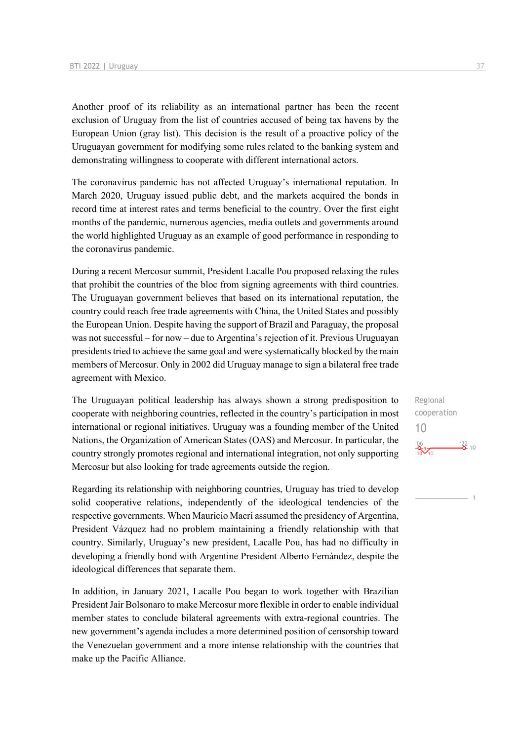Another proof of its reliability as an international partner has been the recent exclusion of Uruguay from the list of countries accused of being tax havens by the European Union (gray list). This decision is the result of a proactive policy of the Uruguayan government for modifying some rules related to the banking system and demonstrating willingness to cooperate with different international actors.

The coronavirus pandemic has not affected Uruguay's international reputation. In March 2020, Uruguay issued public debt, and the markets acquired the bonds in record time at interest rates and terms beneficial to the country. Over the first eight months of the pandemic, numerous agencies, media outlets and governments around the world highlighted Uruguay as an example of good performance in responding to the coronavirus pandemic.

During a recent Mercosur summit, President Lacalle Pou proposed relaxing the rules that prohibit the countries of the bloc from signing agreements with third countries. The Uruguayan government believes that based on its international reputation, the country could reach free trade agreements with China, the United States and possibly the European Union. Despite having the support of Brazil and Paraguay, the proposal was not successful – for now – due to Argentina's rejection of it. Previous Uruguayan presidents tried to achieve the same goal and were systematically blocked by the main members of Mercosur. Only in 2002 did Uruguay manage to sign a bilateral free trade agreement with Mexico.

Regional cooperation
10

The Uruguayan political leadership has always shown a strong predisposition to cooperate with neighboring countries, reflected in the country's participation in most international or regional initiatives. Uruguay was a founding member of the United Nations, the Organization of American States (OAS) and Mercosur. In particular, the country strongly promotes regional and international integration, not only supporting Mercosur but also looking for trade agreements outside the region.

Regarding its relationship with neighboring countries, Uruguay has tried to develop solid cooperative relations, independently of the ideological tendencies of the respective governments. When Mauricio Macri assumed the presidency of Argentina, President Vázquez had no problem maintaining a friendly relationship with that country. Similarly, Uruguay's new president, Lacalle Pou, has had no difficulty in developing a friendly bond with Argentine President Alberto Fernández, despite the ideological differences that separate them.

In addition, in January 2021, Lacalle Pou began to work together with Brazilian President Jair Bolsonaro to make Mercosur more flexible in order to enable individual member states to conclude bilateral agreements with extra-regional countries. The new government's agenda includes a more determined position of censorship toward the Venezuelan government and a more intense relationship with the countries that make up the Pacific Alliance.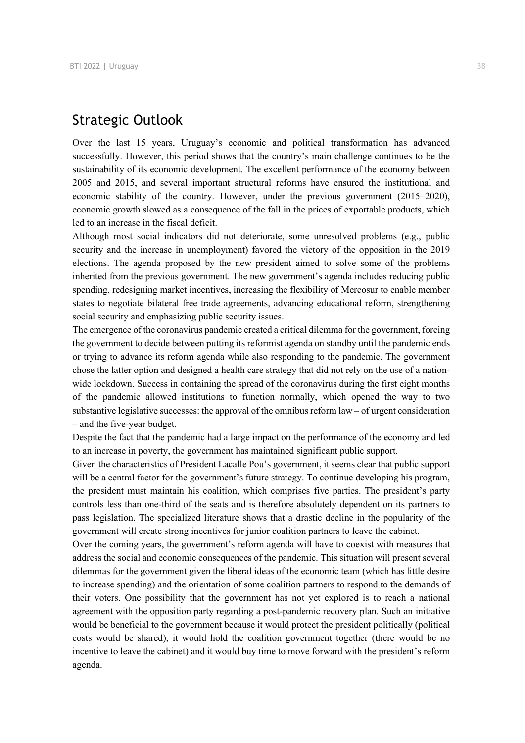## Strategic Outlook

Over the last 15 years, Uruguay's economic and political transformation has advanced successfully. However, this period shows that the country's main challenge continues to be the sustainability of its economic development. The excellent performance of the economy between 2005 and 2015, and several important structural reforms have ensured the institutional and economic stability of the country. However, under the previous government (2015–2020), economic growth slowed as a consequence of the fall in the prices of exportable products, which led to an increase in the fiscal deficit.

Although most social indicators did not deteriorate, some unresolved problems (e.g., public security and the increase in unemployment) favored the victory of the opposition in the 2019 elections. The agenda proposed by the new president aimed to solve some of the problems inherited from the previous government. The new government's agenda includes reducing public spending, redesigning market incentives, increasing the flexibility of Mercosur to enable member states to negotiate bilateral free trade agreements, advancing educational reform, strengthening social security and emphasizing public security issues.

The emergence of the coronavirus pandemic created a critical dilemma for the government, forcing the government to decide between putting its reformist agenda on standby until the pandemic ends or trying to advance its reform agenda while also responding to the pandemic. The government chose the latter option and designed a health care strategy that did not rely on the use of a nation-wide lockdown. Success in containing the spread of the coronavirus during the first eight months of the pandemic allowed institutions to function normally, which opened the way to two substantive legislative successes: the approval of the omnibus reform law – of urgent consideration – and the five-year budget.

Despite the fact that the pandemic had a large impact on the performance of the economy and led to an increase in poverty, the government has maintained significant public support.

Given the characteristics of President Lacalle Pou's government, it seems clear that public support will be a central factor for the government's future strategy. To continue developing his program, the president must maintain his coalition, which comprises five parties. The president's party controls less than one-third of the seats and is therefore absolutely dependent on its partners to pass legislation. The specialized literature shows that a drastic decline in the popularity of the government will create strong incentives for junior coalition partners to leave the cabinet.

Over the coming years, the government's reform agenda will have to coexist with measures that address the social and economic consequences of the pandemic. This situation will present several dilemmas for the government given the liberal ideas of the economic team (which has little desire to increase spending) and the orientation of some coalition partners to respond to the demands of their voters. One possibility that the government has not yet explored is to reach a national agreement with the opposition party regarding a post-pandemic recovery plan. Such an initiative would be beneficial to the government because it would protect the president politically (political costs would be shared), it would hold the coalition government together (there would be no incentive to leave the cabinet) and it would buy time to move forward with the president's reform agenda.